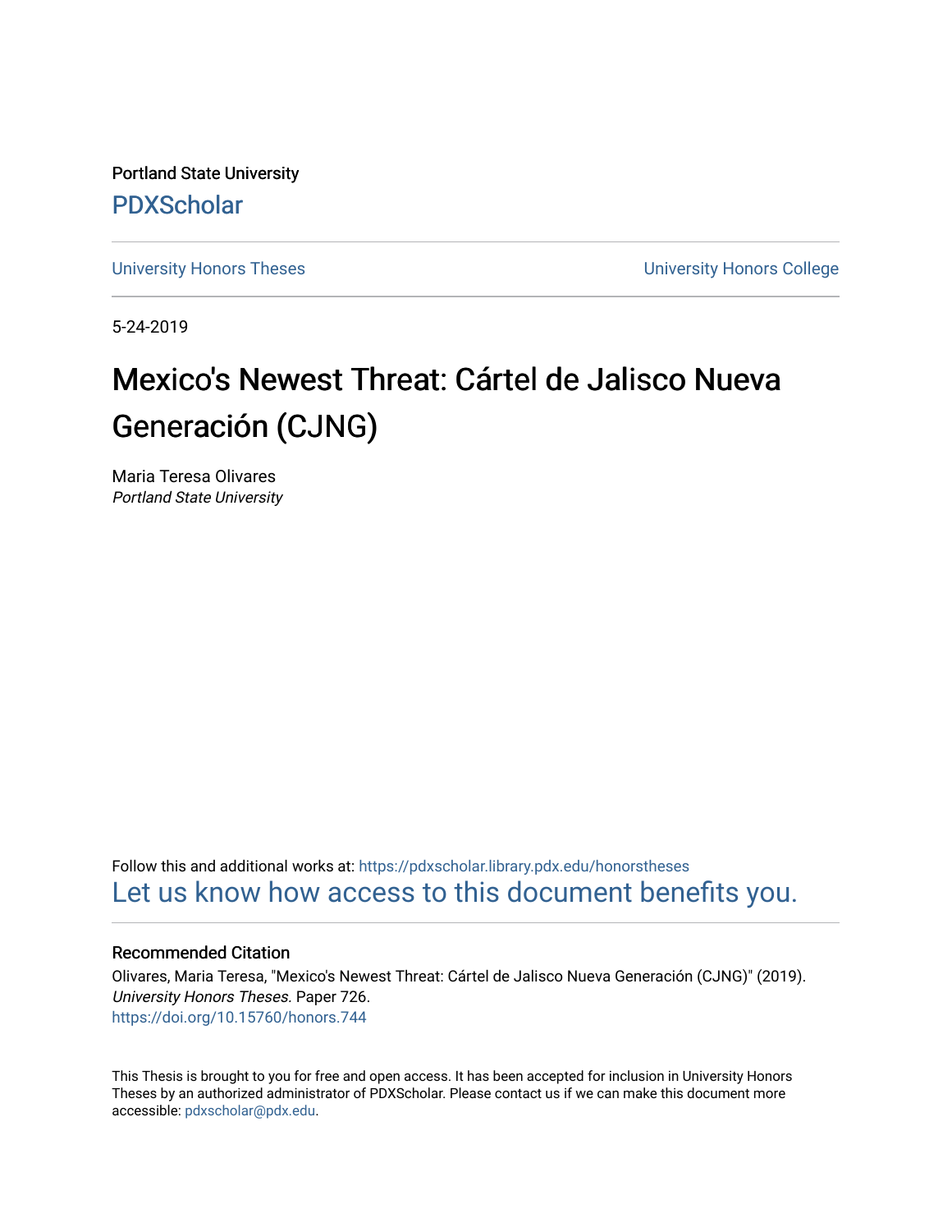Portland State University

PDXScholar

University Honors Theses | University Honors College

5-24-2019

# Mexico's Newest Threat: Cártel de Jalisco Nueva Generación (CJNG)

Maria Teresa Olivares
*Portland State University*

Follow this and additional works at: https://pdxscholar.library.pdx.edu/honorstheses

Let us know how access to this document benefits you.

### Recommended Citation

Olivares, Maria Teresa, "Mexico's Newest Threat: Cártel de Jalisco Nueva Generación (CJNG)" (2019). *University Honors Theses.* Paper 726.
https://doi.org/10.15760/honors.744

This Thesis is brought to you for free and open access. It has been accepted for inclusion in University Honors Theses by an authorized administrator of PDXScholar. Please contact us if we can make this document more accessible: pdxscholar@pdx.edu.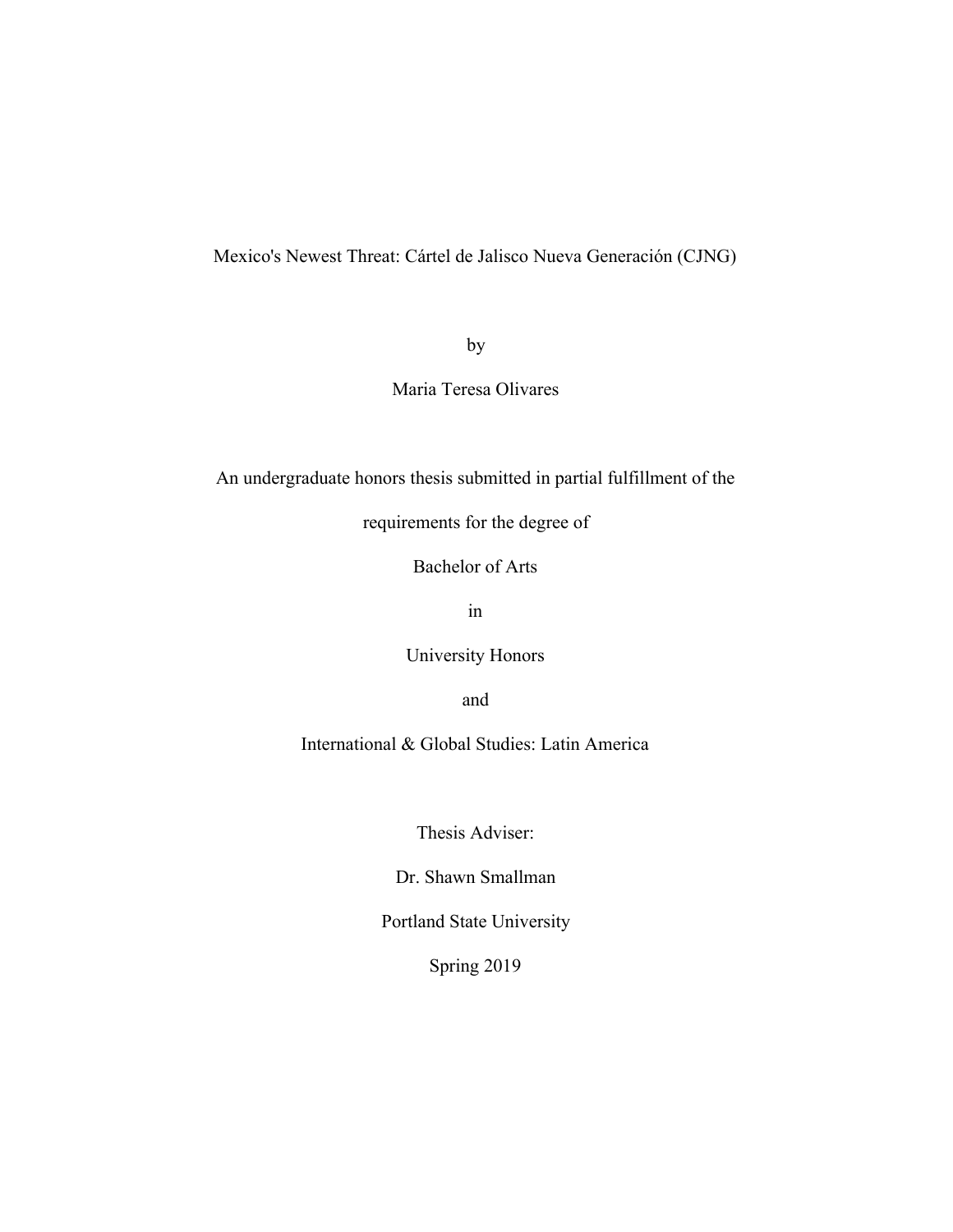# Mexico's Newest Threat: Cártel de Jalisco Nueva Generación (CJNG)

by

Maria Teresa Olivares

An undergraduate honors thesis submitted in partial fulfillment of the

requirements for the degree of

Bachelor of Arts

in

University Honors

and

International & Global Studies: Latin America

Thesis Adviser:

Dr. Shawn Smallman

Portland State University

Spring 2019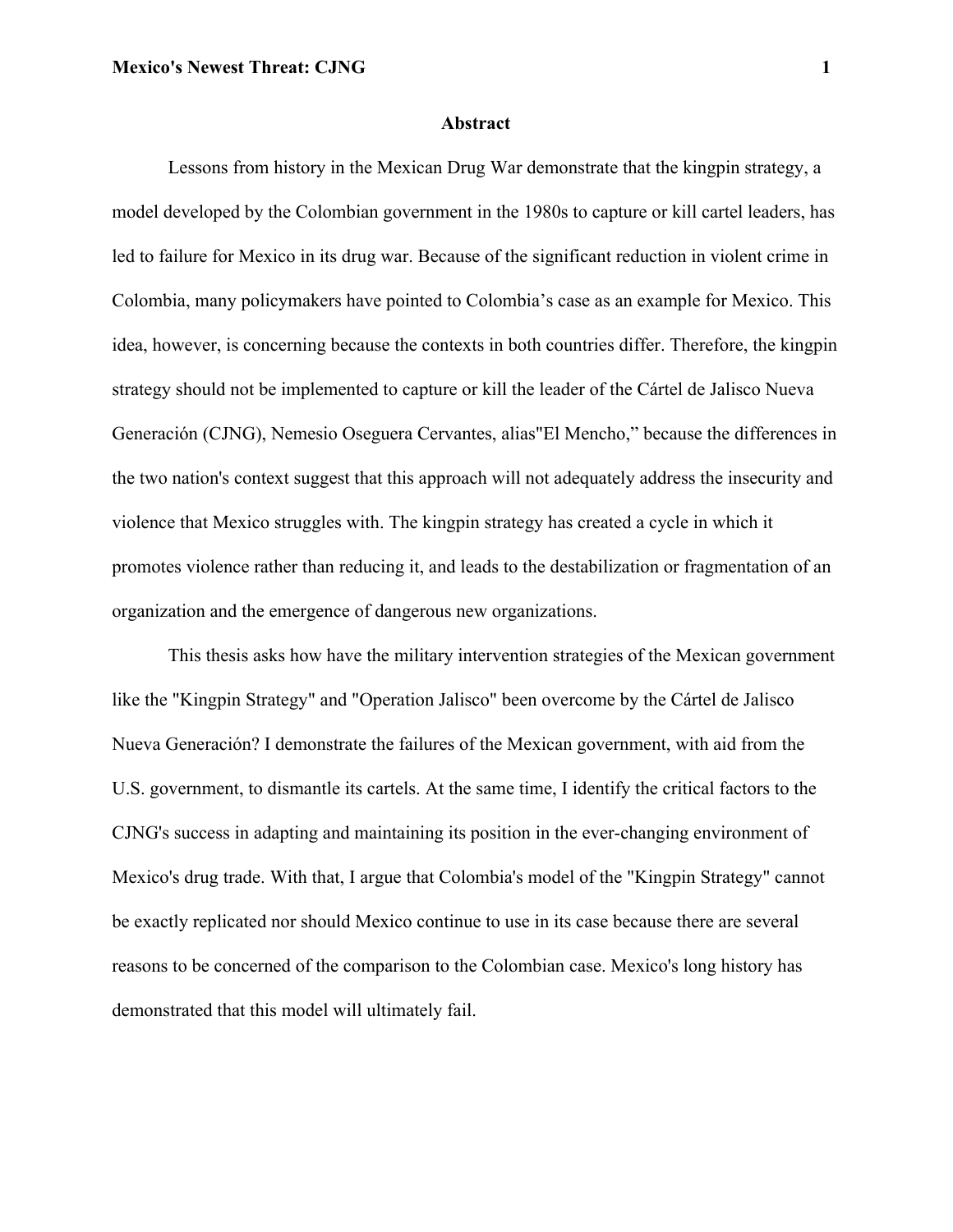# Abstract

Lessons from history in the Mexican Drug War demonstrate that the kingpin strategy, a model developed by the Colombian government in the 1980s to capture or kill cartel leaders, has led to failure for Mexico in its drug war. Because of the significant reduction in violent crime in Colombia, many policymakers have pointed to Colombia's case as an example for Mexico. This idea, however, is concerning because the contexts in both countries differ. Therefore, the kingpin strategy should not be implemented to capture or kill the leader of the Cártel de Jalisco Nueva Generación (CJNG), Nemesio Oseguera Cervantes, alias"El Mencho," because the differences in the two nation's context suggest that this approach will not adequately address the insecurity and violence that Mexico struggles with. The kingpin strategy has created a cycle in which it promotes violence rather than reducing it, and leads to the destabilization or fragmentation of an organization and the emergence of dangerous new organizations.

This thesis asks how have the military intervention strategies of the Mexican government like the "Kingpin Strategy" and "Operation Jalisco" been overcome by the Cártel de Jalisco Nueva Generación? I demonstrate the failures of the Mexican government, with aid from the U.S. government, to dismantle its cartels. At the same time, I identify the critical factors to the CJNG's success in adapting and maintaining its position in the ever-changing environment of Mexico's drug trade. With that, I argue that Colombia's model of the "Kingpin Strategy" cannot be exactly replicated nor should Mexico continue to use in its case because there are several reasons to be concerned of the comparison to the Colombian case. Mexico's long history has demonstrated that this model will ultimately fail.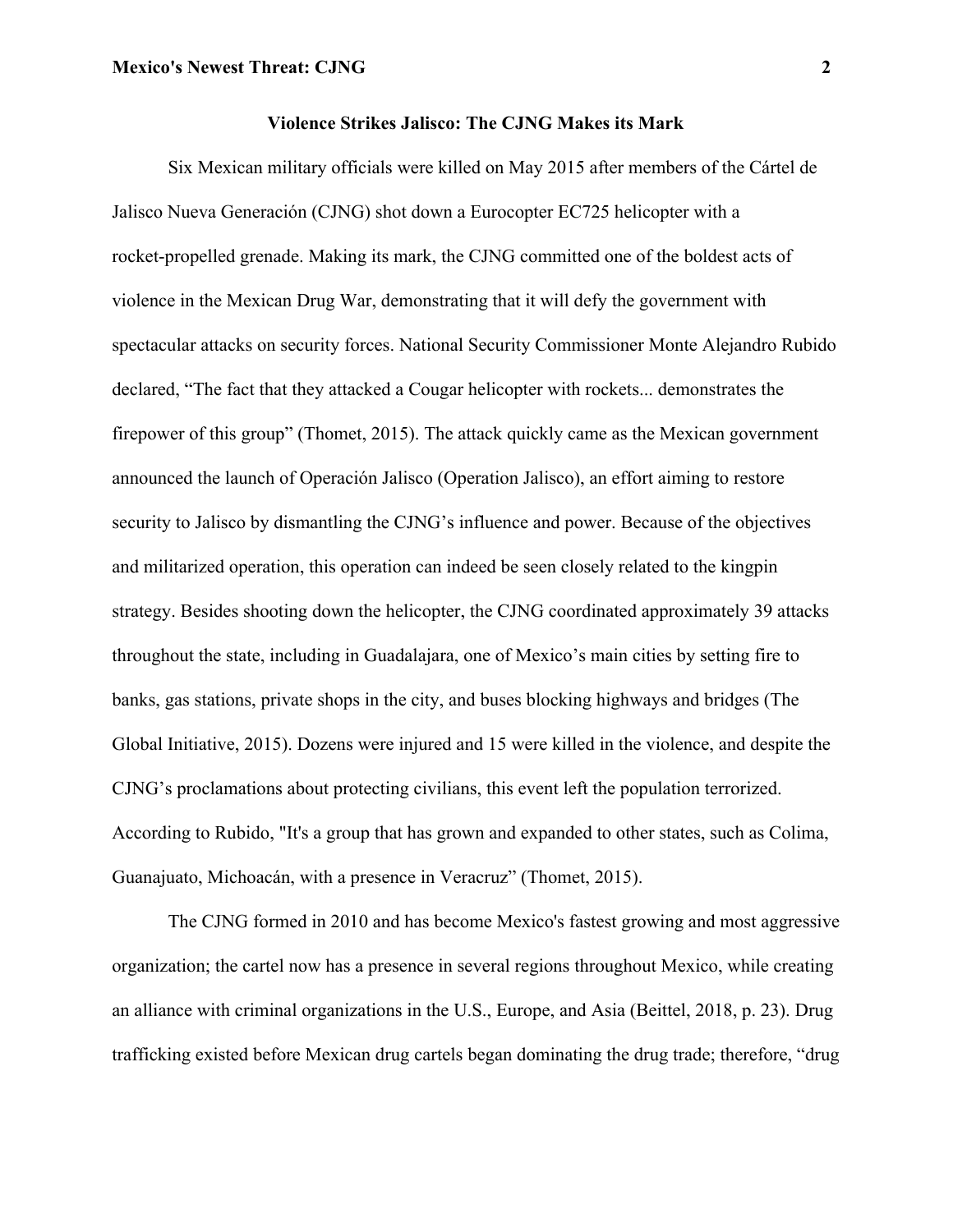## Violence Strikes Jalisco: The CJNG Makes its Mark

Six Mexican military officials were killed on May 2015 after members of the Cártel de Jalisco Nueva Generación (CJNG) shot down a Eurocopter EC725 helicopter with a rocket-propelled grenade. Making its mark, the CJNG committed one of the boldest acts of violence in the Mexican Drug War, demonstrating that it will defy the government with spectacular attacks on security forces. National Security Commissioner Monte Alejandro Rubido declared, "The fact that they attacked a Cougar helicopter with rockets... demonstrates the firepower of this group" (Thomet, 2015). The attack quickly came as the Mexican government announced the launch of Operación Jalisco (Operation Jalisco), an effort aiming to restore security to Jalisco by dismantling the CJNG's influence and power. Because of the objectives and militarized operation, this operation can indeed be seen closely related to the kingpin strategy. Besides shooting down the helicopter, the CJNG coordinated approximately 39 attacks throughout the state, including in Guadalajara, one of Mexico's main cities by setting fire to banks, gas stations, private shops in the city, and buses blocking highways and bridges (The Global Initiative, 2015). Dozens were injured and 15 were killed in the violence, and despite the CJNG's proclamations about protecting civilians, this event left the population terrorized. According to Rubido, "It's a group that has grown and expanded to other states, such as Colima, Guanajuato, Michoacán, with a presence in Veracruz" (Thomet, 2015).

The CJNG formed in 2010 and has become Mexico's fastest growing and most aggressive organization; the cartel now has a presence in several regions throughout Mexico, while creating an alliance with criminal organizations in the U.S., Europe, and Asia (Beittel, 2018, p. 23). Drug trafficking existed before Mexican drug cartels began dominating the drug trade; therefore, "drug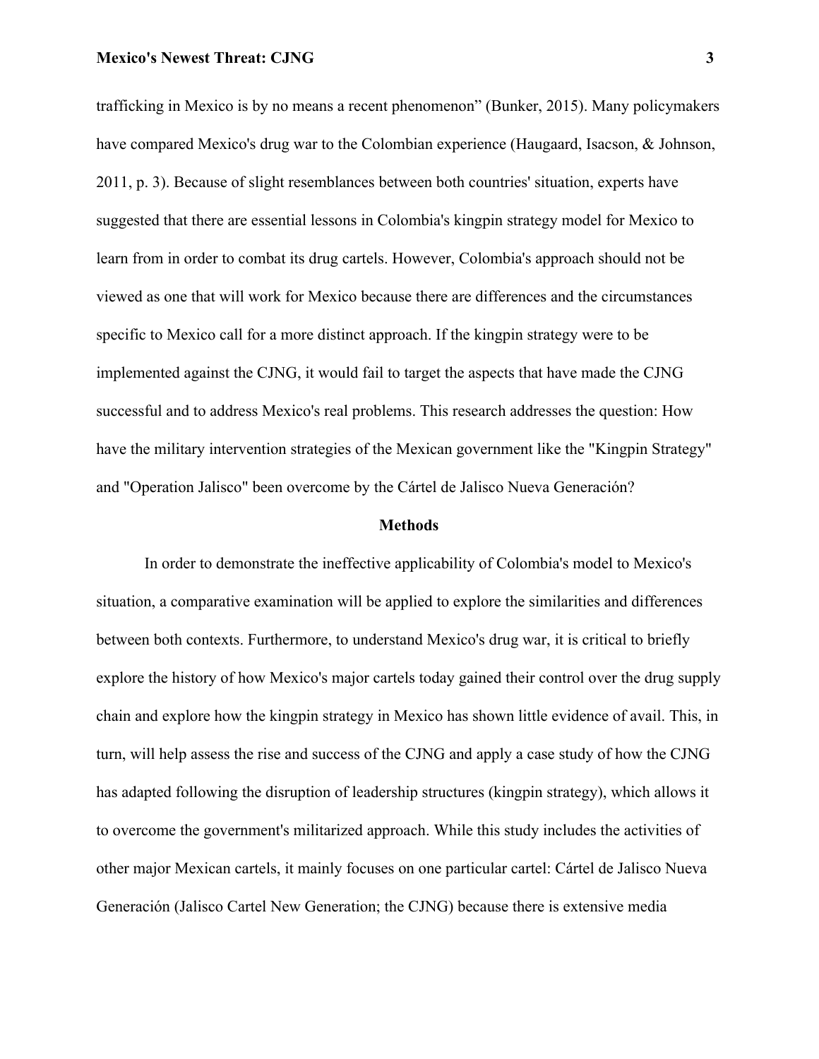trafficking in Mexico is by no means a recent phenomenon" (Bunker, 2015). Many policymakers have compared Mexico's drug war to the Colombian experience (Haugaard, Isacson, & Johnson, 2011, p. 3). Because of slight resemblances between both countries' situation, experts have suggested that there are essential lessons in Colombia's kingpin strategy model for Mexico to learn from in order to combat its drug cartels. However, Colombia's approach should not be viewed as one that will work for Mexico because there are differences and the circumstances specific to Mexico call for a more distinct approach. If the kingpin strategy were to be implemented against the CJNG, it would fail to target the aspects that have made the CJNG successful and to address Mexico's real problems. This research addresses the question: How have the military intervention strategies of the Mexican government like the "Kingpin Strategy" and "Operation Jalisco" been overcome by the Cártel de Jalisco Nueva Generación?

## Methods

In order to demonstrate the ineffective applicability of Colombia's model to Mexico's situation, a comparative examination will be applied to explore the similarities and differences between both contexts. Furthermore, to understand Mexico's drug war, it is critical to briefly explore the history of how Mexico's major cartels today gained their control over the drug supply chain and explore how the kingpin strategy in Mexico has shown little evidence of avail. This, in turn, will help assess the rise and success of the CJNG and apply a case study of how the CJNG has adapted following the disruption of leadership structures (kingpin strategy), which allows it to overcome the government's militarized approach. While this study includes the activities of other major Mexican cartels, it mainly focuses on one particular cartel: Cártel de Jalisco Nueva Generación (Jalisco Cartel New Generation; the CJNG) because there is extensive media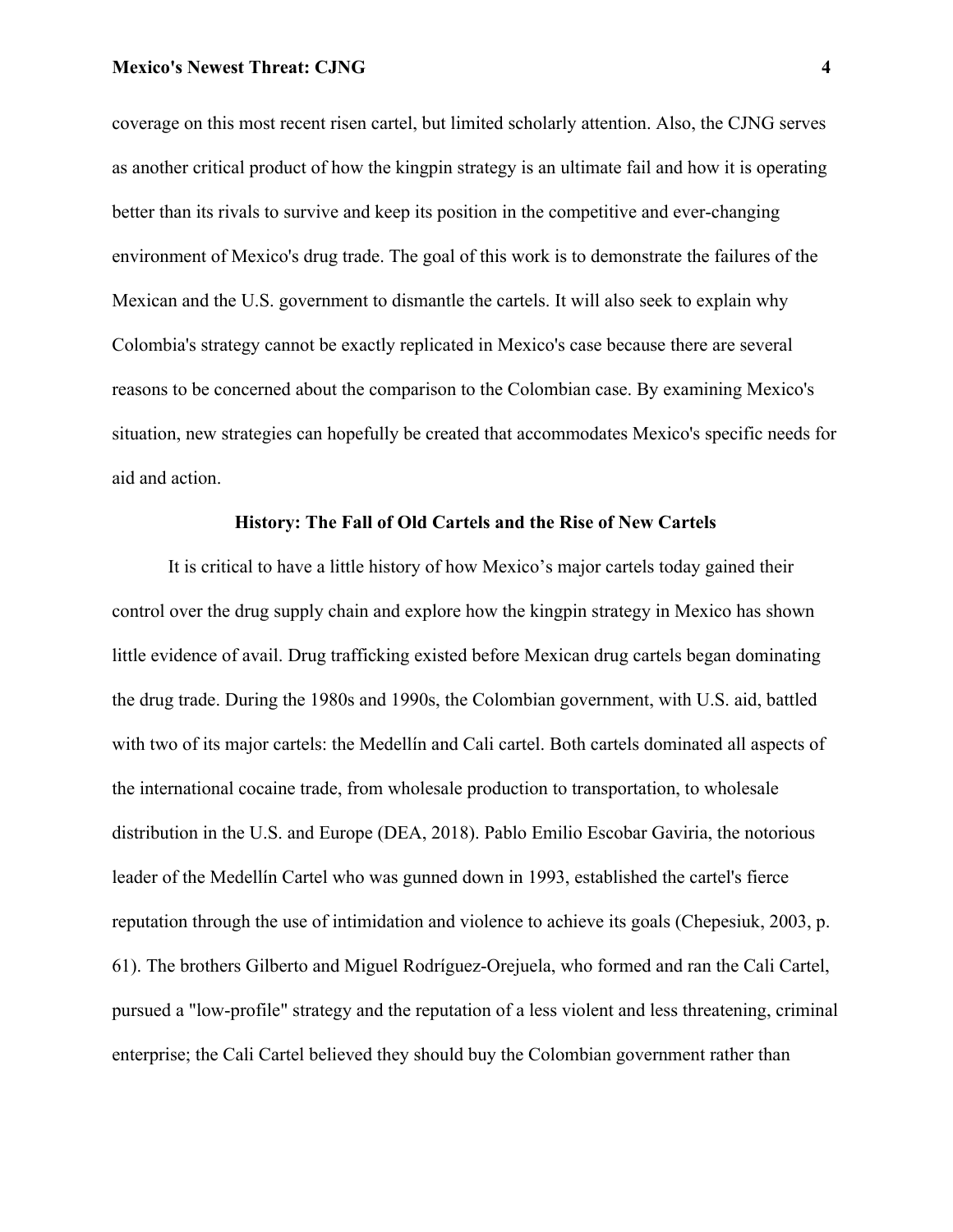coverage on this most recent risen cartel, but limited scholarly attention. Also, the CJNG serves as another critical product of how the kingpin strategy is an ultimate fail and how it is operating better than its rivals to survive and keep its position in the competitive and ever-changing environment of Mexico's drug trade. The goal of this work is to demonstrate the failures of the Mexican and the U.S. government to dismantle the cartels. It will also seek to explain why Colombia's strategy cannot be exactly replicated in Mexico's case because there are several reasons to be concerned about the comparison to the Colombian case. By examining Mexico's situation, new strategies can hopefully be created that accommodates Mexico's specific needs for aid and action.

## History: The Fall of Old Cartels and the Rise of New Cartels

It is critical to have a little history of how Mexico's major cartels today gained their control over the drug supply chain and explore how the kingpin strategy in Mexico has shown little evidence of avail. Drug trafficking existed before Mexican drug cartels began dominating the drug trade. During the 1980s and 1990s, the Colombian government, with U.S. aid, battled with two of its major cartels: the Medellín and Cali cartel. Both cartels dominated all aspects of the international cocaine trade, from wholesale production to transportation, to wholesale distribution in the U.S. and Europe (DEA, 2018). Pablo Emilio Escobar Gaviria, the notorious leader of the Medellín Cartel who was gunned down in 1993, established the cartel's fierce reputation through the use of intimidation and violence to achieve its goals (Chepesiuk, 2003, p. 61). The brothers Gilberto and Miguel Rodríguez-Orejuela, who formed and ran the Cali Cartel, pursued a "low-profile" strategy and the reputation of a less violent and less threatening, criminal enterprise; the Cali Cartel believed they should buy the Colombian government rather than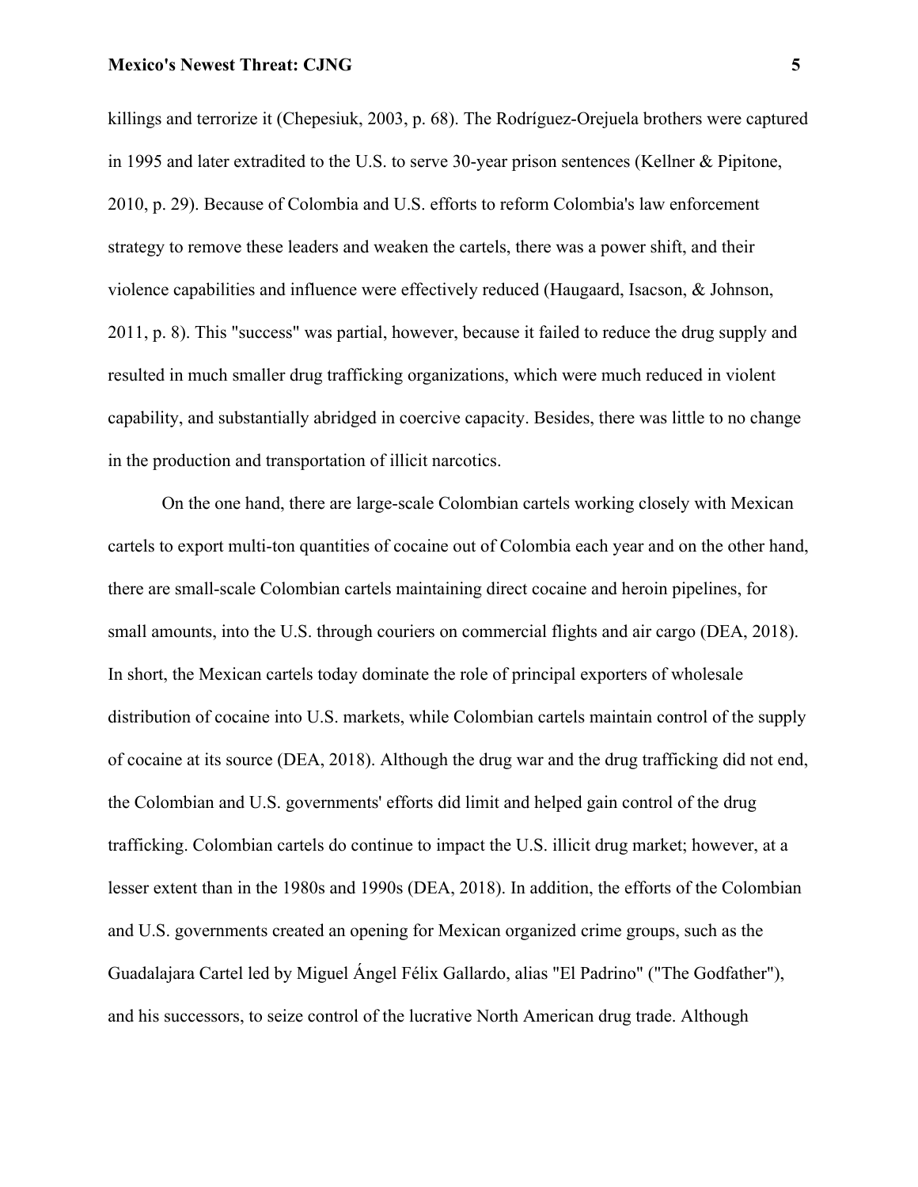killings and terrorize it (Chepesiuk, 2003, p. 68). The Rodríguez-Orejuela brothers were captured in 1995 and later extradited to the U.S. to serve 30-year prison sentences (Kellner & Pipitone, 2010, p. 29). Because of Colombia and U.S. efforts to reform Colombia's law enforcement strategy to remove these leaders and weaken the cartels, there was a power shift, and their violence capabilities and influence were effectively reduced (Haugaard, Isacson, & Johnson, 2011, p. 8). This "success" was partial, however, because it failed to reduce the drug supply and resulted in much smaller drug trafficking organizations, which were much reduced in violent capability, and substantially abridged in coercive capacity. Besides, there was little to no change in the production and transportation of illicit narcotics.

On the one hand, there are large-scale Colombian cartels working closely with Mexican cartels to export multi-ton quantities of cocaine out of Colombia each year and on the other hand, there are small-scale Colombian cartels maintaining direct cocaine and heroin pipelines, for small amounts, into the U.S. through couriers on commercial flights and air cargo (DEA, 2018). In short, the Mexican cartels today dominate the role of principal exporters of wholesale distribution of cocaine into U.S. markets, while Colombian cartels maintain control of the supply of cocaine at its source (DEA, 2018). Although the drug war and the drug trafficking did not end, the Colombian and U.S. governments' efforts did limit and helped gain control of the drug trafficking. Colombian cartels do continue to impact the U.S. illicit drug market; however, at a lesser extent than in the 1980s and 1990s (DEA, 2018). In addition, the efforts of the Colombian and U.S. governments created an opening for Mexican organized crime groups, such as the Guadalajara Cartel led by Miguel Ángel Félix Gallardo, alias "El Padrino" ("The Godfather"), and his successors, to seize control of the lucrative North American drug trade. Although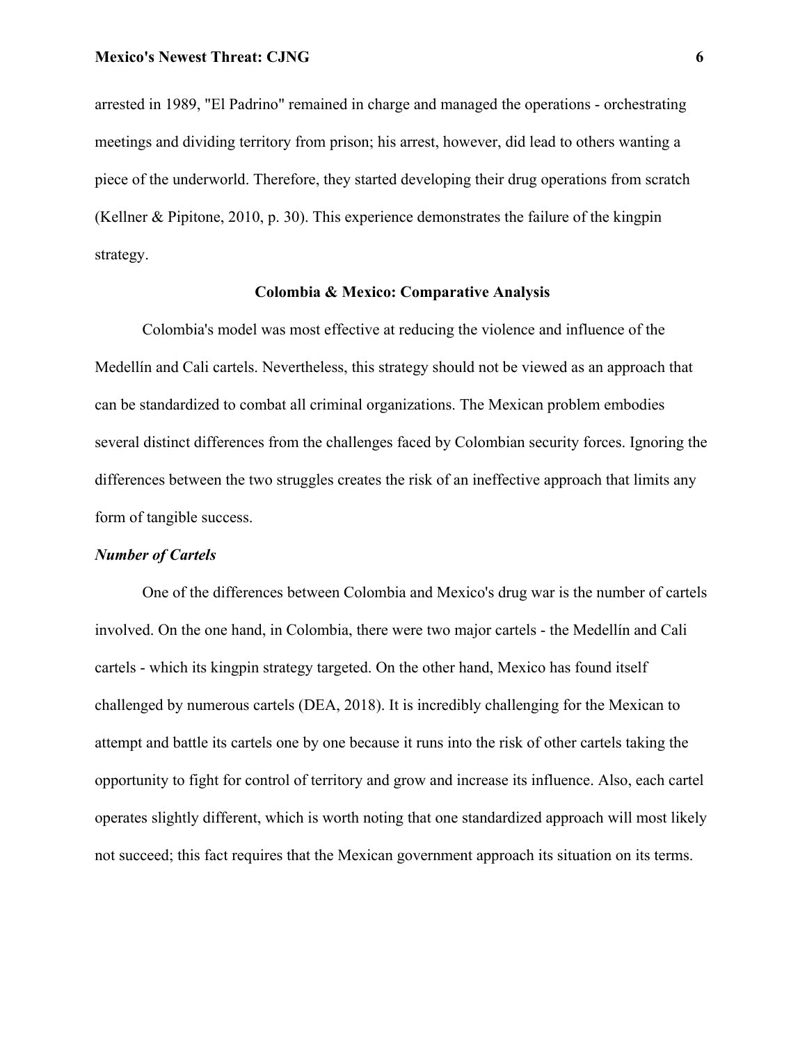arrested in 1989, "El Padrino" remained in charge and managed the operations - orchestrating meetings and dividing territory from prison; his arrest, however, did lead to others wanting a piece of the underworld. Therefore, they started developing their drug operations from scratch (Kellner & Pipitone, 2010, p. 30). This experience demonstrates the failure of the kingpin strategy.

## Colombia & Mexico: Comparative Analysis

Colombia's model was most effective at reducing the violence and influence of the Medellín and Cali cartels. Nevertheless, this strategy should not be viewed as an approach that can be standardized to combat all criminal organizations. The Mexican problem embodies several distinct differences from the challenges faced by Colombian security forces. Ignoring the differences between the two struggles creates the risk of an ineffective approach that limits any form of tangible success.

### *Number of Cartels*

One of the differences between Colombia and Mexico's drug war is the number of cartels involved. On the one hand, in Colombia, there were two major cartels - the Medellín and Cali cartels - which its kingpin strategy targeted. On the other hand, Mexico has found itself challenged by numerous cartels (DEA, 2018). It is incredibly challenging for the Mexican to attempt and battle its cartels one by one because it runs into the risk of other cartels taking the opportunity to fight for control of territory and grow and increase its influence. Also, each cartel operates slightly different, which is worth noting that one standardized approach will most likely not succeed; this fact requires that the Mexican government approach its situation on its terms.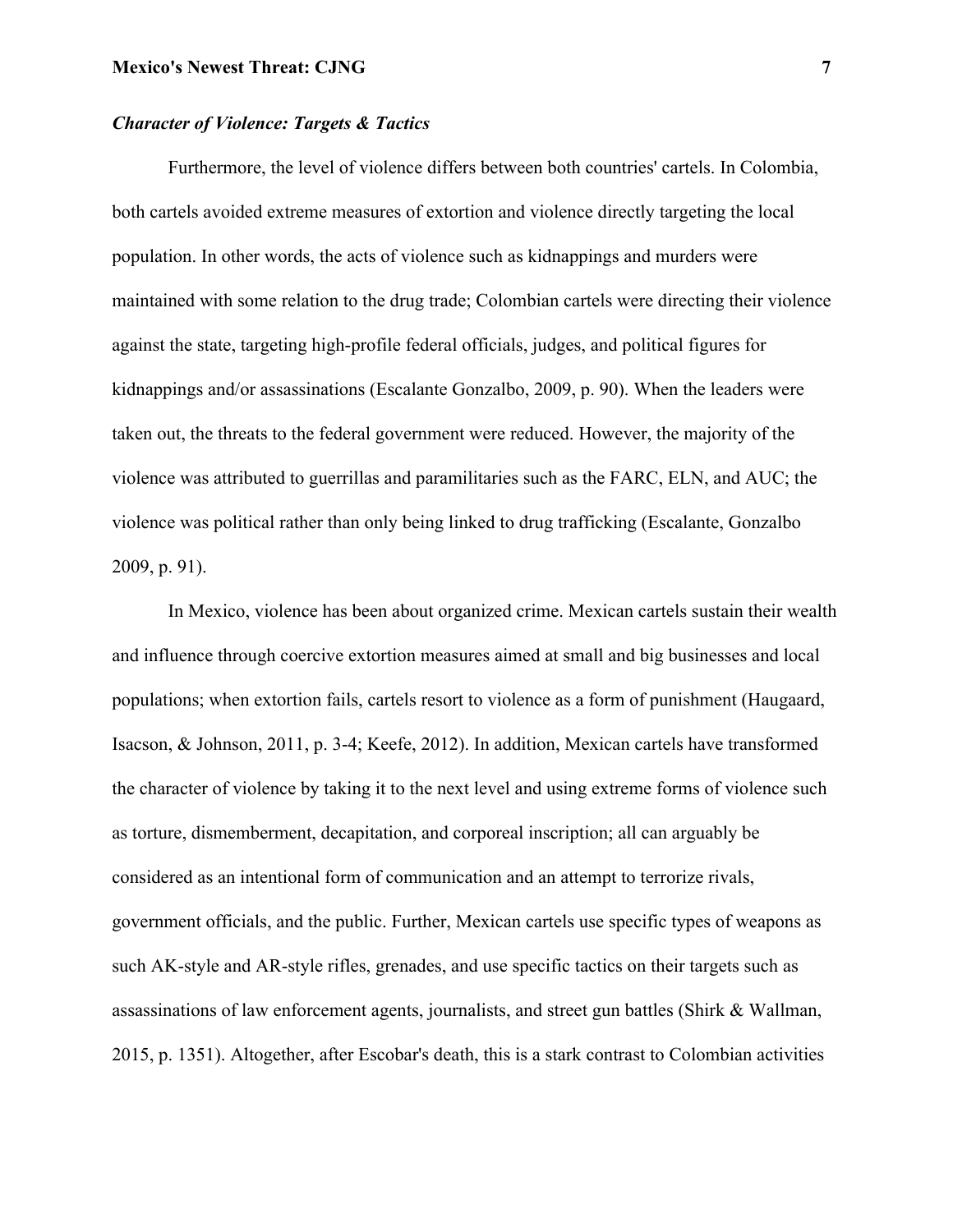### *Character of Violence: Targets & Tactics*

Furthermore, the level of violence differs between both countries' cartels. In Colombia, both cartels avoided extreme measures of extortion and violence directly targeting the local population. In other words, the acts of violence such as kidnappings and murders were maintained with some relation to the drug trade; Colombian cartels were directing their violence against the state, targeting high-profile federal officials, judges, and political figures for kidnappings and/or assassinations (Escalante Gonzalbo, 2009, p. 90). When the leaders were taken out, the threats to the federal government were reduced. However, the majority of the violence was attributed to guerrillas and paramilitaries such as the FARC, ELN, and AUC; the violence was political rather than only being linked to drug trafficking (Escalante, Gonzalbo 2009, p. 91).

In Mexico, violence has been about organized crime. Mexican cartels sustain their wealth and influence through coercive extortion measures aimed at small and big businesses and local populations; when extortion fails, cartels resort to violence as a form of punishment (Haugaard, Isacson, & Johnson, 2011, p. 3-4; Keefe, 2012). In addition, Mexican cartels have transformed the character of violence by taking it to the next level and using extreme forms of violence such as torture, dismemberment, decapitation, and corporeal inscription; all can arguably be considered as an intentional form of communication and an attempt to terrorize rivals, government officials, and the public. Further, Mexican cartels use specific types of weapons as such AK-style and AR-style rifles, grenades, and use specific tactics on their targets such as assassinations of law enforcement agents, journalists, and street gun battles (Shirk & Wallman, 2015, p. 1351). Altogether, after Escobar's death, this is a stark contrast to Colombian activities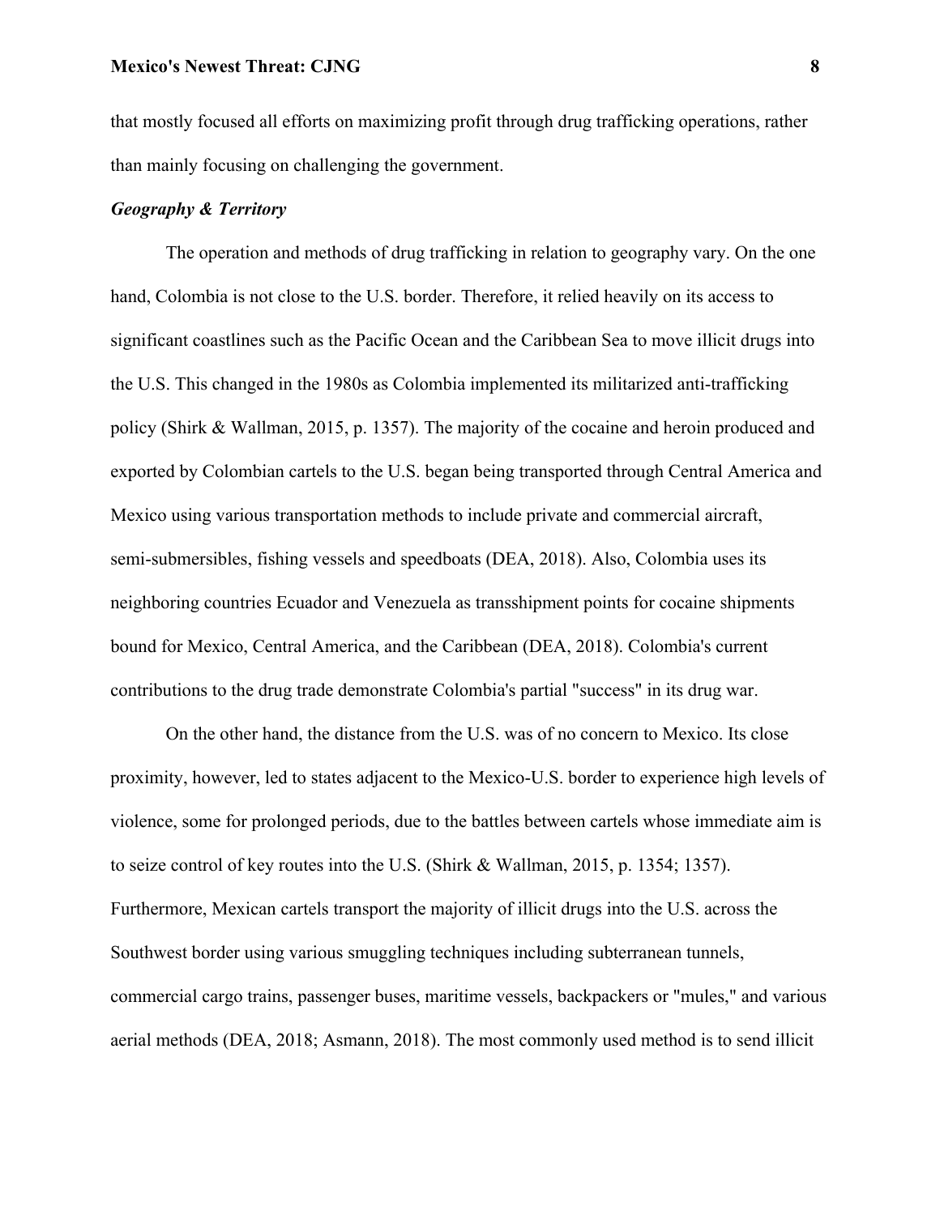that mostly focused all efforts on maximizing profit through drug trafficking operations, rather than mainly focusing on challenging the government.

***Geography & Territory***

The operation and methods of drug trafficking in relation to geography vary. On the one hand, Colombia is not close to the U.S. border. Therefore, it relied heavily on its access to significant coastlines such as the Pacific Ocean and the Caribbean Sea to move illicit drugs into the U.S. This changed in the 1980s as Colombia implemented its militarized anti-trafficking policy (Shirk & Wallman, 2015, p. 1357). The majority of the cocaine and heroin produced and exported by Colombian cartels to the U.S. began being transported through Central America and Mexico using various transportation methods to include private and commercial aircraft, semi-submersibles, fishing vessels and speedboats (DEA, 2018). Also, Colombia uses its neighboring countries Ecuador and Venezuela as transshipment points for cocaine shipments bound for Mexico, Central America, and the Caribbean (DEA, 2018). Colombia's current contributions to the drug trade demonstrate Colombia's partial "success" in its drug war.

On the other hand, the distance from the U.S. was of no concern to Mexico. Its close proximity, however, led to states adjacent to the Mexico-U.S. border to experience high levels of violence, some for prolonged periods, due to the battles between cartels whose immediate aim is to seize control of key routes into the U.S. (Shirk & Wallman, 2015, p. 1354; 1357). Furthermore, Mexican cartels transport the majority of illicit drugs into the U.S. across the Southwest border using various smuggling techniques including subterranean tunnels, commercial cargo trains, passenger buses, maritime vessels, backpackers or "mules," and various aerial methods (DEA, 2018; Asmann, 2018). The most commonly used method is to send illicit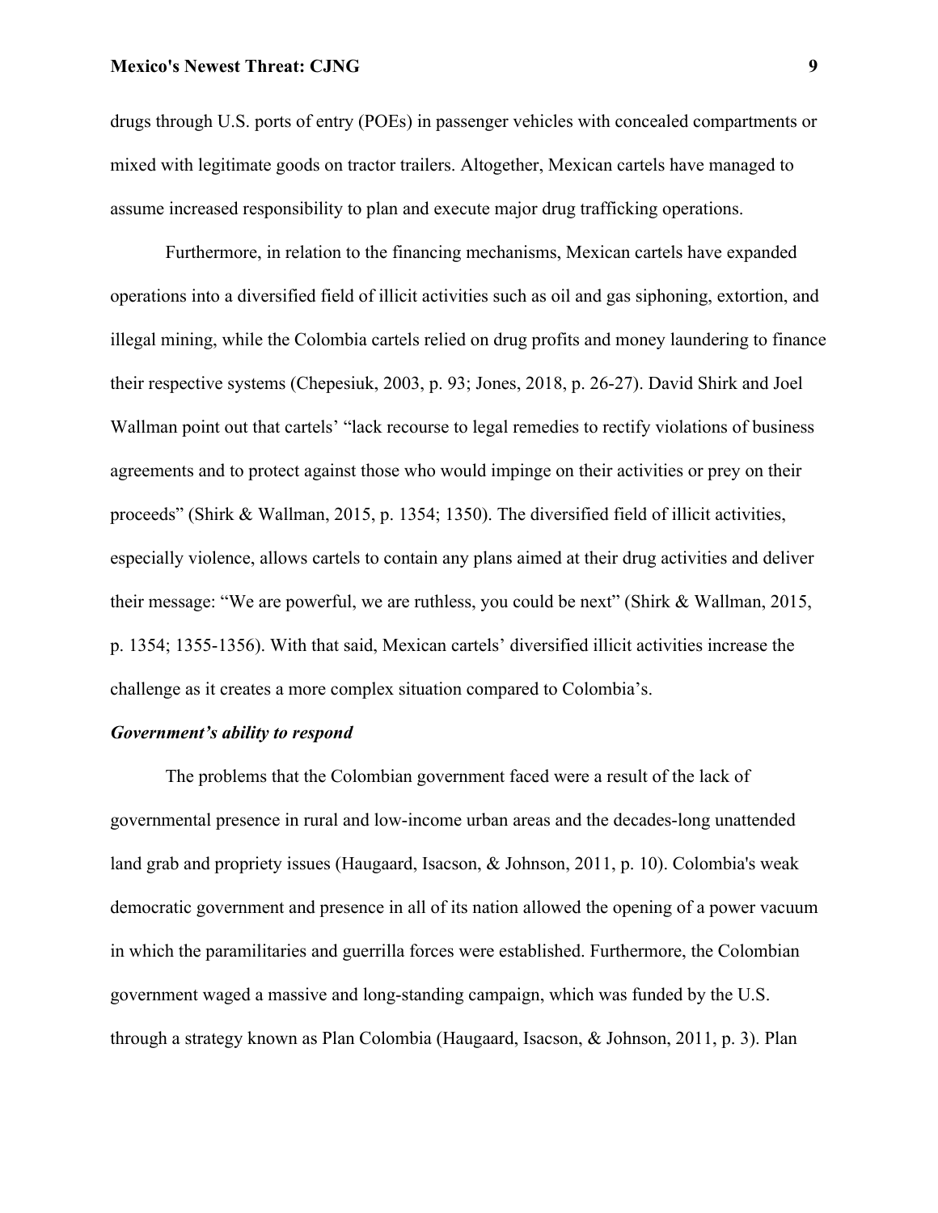drugs through U.S. ports of entry (POEs) in passenger vehicles with concealed compartments or mixed with legitimate goods on tractor trailers. Altogether, Mexican cartels have managed to assume increased responsibility to plan and execute major drug trafficking operations.

Furthermore, in relation to the financing mechanisms, Mexican cartels have expanded operations into a diversified field of illicit activities such as oil and gas siphoning, extortion, and illegal mining, while the Colombia cartels relied on drug profits and money laundering to finance their respective systems (Chepesiuk, 2003, p. 93; Jones, 2018, p. 26-27). David Shirk and Joel Wallman point out that cartels' "lack recourse to legal remedies to rectify violations of business agreements and to protect against those who would impinge on their activities or prey on their proceeds" (Shirk & Wallman, 2015, p. 1354; 1350). The diversified field of illicit activities, especially violence, allows cartels to contain any plans aimed at their drug activities and deliver their message: "We are powerful, we are ruthless, you could be next" (Shirk & Wallman, 2015, p. 1354; 1355-1356). With that said, Mexican cartels' diversified illicit activities increase the challenge as it creates a more complex situation compared to Colombia's.

***Government's ability to respond***

The problems that the Colombian government faced were a result of the lack of governmental presence in rural and low-income urban areas and the decades-long unattended land grab and propriety issues (Haugaard, Isacson, & Johnson, 2011, p. 10). Colombia's weak democratic government and presence in all of its nation allowed the opening of a power vacuum in which the paramilitaries and guerrilla forces were established. Furthermore, the Colombian government waged a massive and long-standing campaign, which was funded by the U.S. through a strategy known as Plan Colombia (Haugaard, Isacson, & Johnson, 2011, p. 3). Plan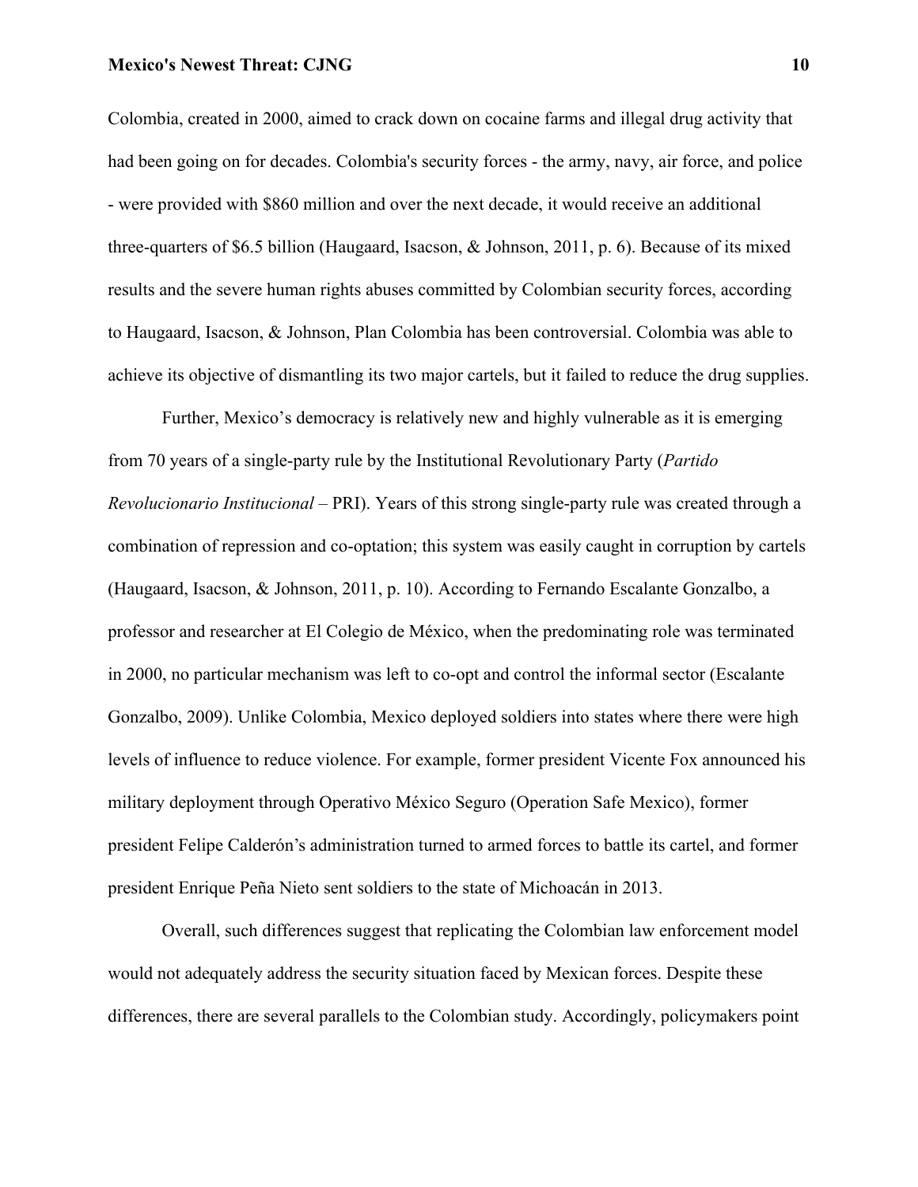Colombia, created in 2000, aimed to crack down on cocaine farms and illegal drug activity that had been going on for decades. Colombia's security forces - the army, navy, air force, and police - were provided with $860 million and over the next decade, it would receive an additional three-quarters of $6.5 billion (Haugaard, Isacson, & Johnson, 2011, p. 6). Because of its mixed results and the severe human rights abuses committed by Colombian security forces, according to Haugaard, Isacson, & Johnson, Plan Colombia has been controversial. Colombia was able to achieve its objective of dismantling its two major cartels, but it failed to reduce the drug supplies.

Further, Mexico's democracy is relatively new and highly vulnerable as it is emerging from 70 years of a single-party rule by the Institutional Revolutionary Party (*Partido Revolucionario Institucional* – PRI). Years of this strong single-party rule was created through a combination of repression and co-optation; this system was easily caught in corruption by cartels (Haugaard, Isacson, & Johnson, 2011, p. 10). According to Fernando Escalante Gonzalbo, a professor and researcher at El Colegio de México, when the predominating role was terminated in 2000, no particular mechanism was left to co-opt and control the informal sector (Escalante Gonzalbo, 2009). Unlike Colombia, Mexico deployed soldiers into states where there were high levels of influence to reduce violence. For example, former president Vicente Fox announced his military deployment through Operativo México Seguro (Operation Safe Mexico), former president Felipe Calderón's administration turned to armed forces to battle its cartel, and former president Enrique Peña Nieto sent soldiers to the state of Michoacán in 2013.

Overall, such differences suggest that replicating the Colombian law enforcement model would not adequately address the security situation faced by Mexican forces. Despite these differences, there are several parallels to the Colombian study. Accordingly, policymakers point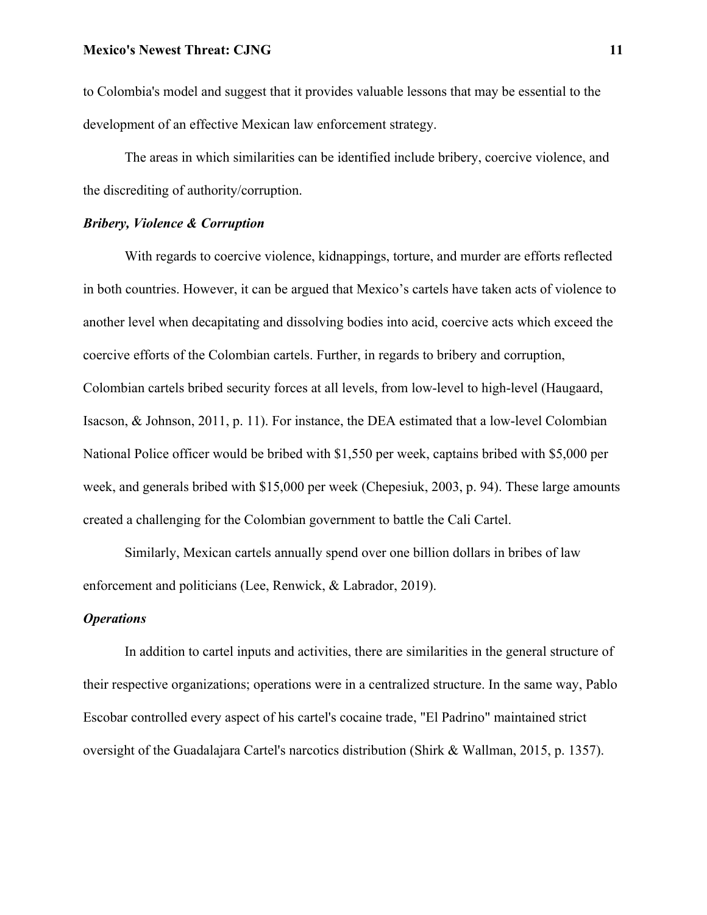to Colombia's model and suggest that it provides valuable lessons that may be essential to the development of an effective Mexican law enforcement strategy.

The areas in which similarities can be identified include bribery, coercive violence, and the discrediting of authority/corruption.

### *Bribery, Violence & Corruption*

With regards to coercive violence, kidnappings, torture, and murder are efforts reflected in both countries. However, it can be argued that Mexico's cartels have taken acts of violence to another level when decapitating and dissolving bodies into acid, coercive acts which exceed the coercive efforts of the Colombian cartels. Further, in regards to bribery and corruption, Colombian cartels bribed security forces at all levels, from low-level to high-level (Haugaard, Isacson, & Johnson, 2011, p. 11). For instance, the DEA estimated that a low-level Colombian National Police officer would be bribed with $1,550 per week, captains bribed with $5,000 per week, and generals bribed with $15,000 per week (Chepesiuk, 2003, p. 94). These large amounts created a challenging for the Colombian government to battle the Cali Cartel.

Similarly, Mexican cartels annually spend over one billion dollars in bribes of law enforcement and politicians (Lee, Renwick, & Labrador, 2019).

### *Operations*

In addition to cartel inputs and activities, there are similarities in the general structure of their respective organizations; operations were in a centralized structure. In the same way, Pablo Escobar controlled every aspect of his cartel's cocaine trade, "El Padrino" maintained strict oversight of the Guadalajara Cartel's narcotics distribution (Shirk & Wallman, 2015, p. 1357).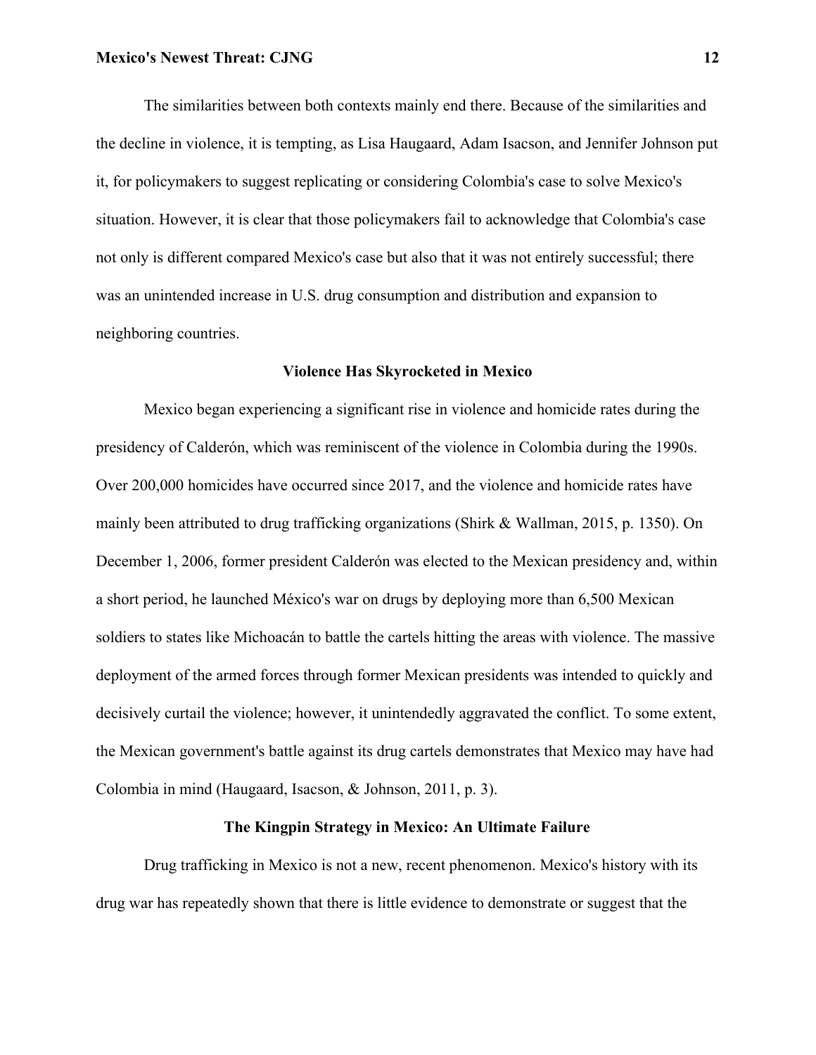The similarities between both contexts mainly end there. Because of the similarities and the decline in violence, it is tempting, as Lisa Haugaard, Adam Isacson, and Jennifer Johnson put it, for policymakers to suggest replicating or considering Colombia's case to solve Mexico's situation. However, it is clear that those policymakers fail to acknowledge that Colombia's case not only is different compared Mexico's case but also that it was not entirely successful; there was an unintended increase in U.S. drug consumption and distribution and expansion to neighboring countries.

## Violence Has Skyrocketed in Mexico

Mexico began experiencing a significant rise in violence and homicide rates during the presidency of Calderón, which was reminiscent of the violence in Colombia during the 1990s. Over 200,000 homicides have occurred since 2017, and the violence and homicide rates have mainly been attributed to drug trafficking organizations (Shirk & Wallman, 2015, p. 1350). On December 1, 2006, former president Calderón was elected to the Mexican presidency and, within a short period, he launched México's war on drugs by deploying more than 6,500 Mexican soldiers to states like Michoacán to battle the cartels hitting the areas with violence. The massive deployment of the armed forces through former Mexican presidents was intended to quickly and decisively curtail the violence; however, it unintendedly aggravated the conflict. To some extent, the Mexican government's battle against its drug cartels demonstrates that Mexico may have had Colombia in mind (Haugaard, Isacson, & Johnson, 2011, p. 3).

## The Kingpin Strategy in Mexico: An Ultimate Failure

Drug trafficking in Mexico is not a new, recent phenomenon. Mexico's history with its drug war has repeatedly shown that there is little evidence to demonstrate or suggest that the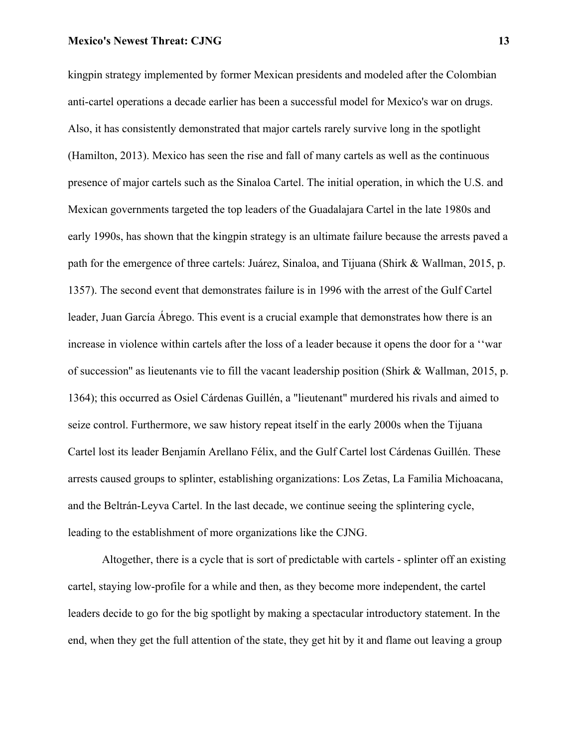kingpin strategy implemented by former Mexican presidents and modeled after the Colombian anti-cartel operations a decade earlier has been a successful model for Mexico's war on drugs. Also, it has consistently demonstrated that major cartels rarely survive long in the spotlight (Hamilton, 2013). Mexico has seen the rise and fall of many cartels as well as the continuous presence of major cartels such as the Sinaloa Cartel. The initial operation, in which the U.S. and Mexican governments targeted the top leaders of the Guadalajara Cartel in the late 1980s and early 1990s, has shown that the kingpin strategy is an ultimate failure because the arrests paved a path for the emergence of three cartels: Juárez, Sinaloa, and Tijuana (Shirk & Wallman, 2015, p. 1357). The second event that demonstrates failure is in 1996 with the arrest of the Gulf Cartel leader, Juan García Ábrego. This event is a crucial example that demonstrates how there is an increase in violence within cartels after the loss of a leader because it opens the door for a ‘‘war of succession" as lieutenants vie to fill the vacant leadership position (Shirk & Wallman, 2015, p. 1364); this occurred as Osiel Cárdenas Guillén, a "lieutenant" murdered his rivals and aimed to seize control. Furthermore, we saw history repeat itself in the early 2000s when the Tijuana Cartel lost its leader Benjamín Arellano Félix, and the Gulf Cartel lost Cárdenas Guillén. These arrests caused groups to splinter, establishing organizations: Los Zetas, La Familia Michoacana, and the Beltrán-Leyva Cartel. In the last decade, we continue seeing the splintering cycle, leading to the establishment of more organizations like the CJNG.

Altogether, there is a cycle that is sort of predictable with cartels - splinter off an existing cartel, staying low-profile for a while and then, as they become more independent, the cartel leaders decide to go for the big spotlight by making a spectacular introductory statement. In the end, when they get the full attention of the state, they get hit by it and flame out leaving a group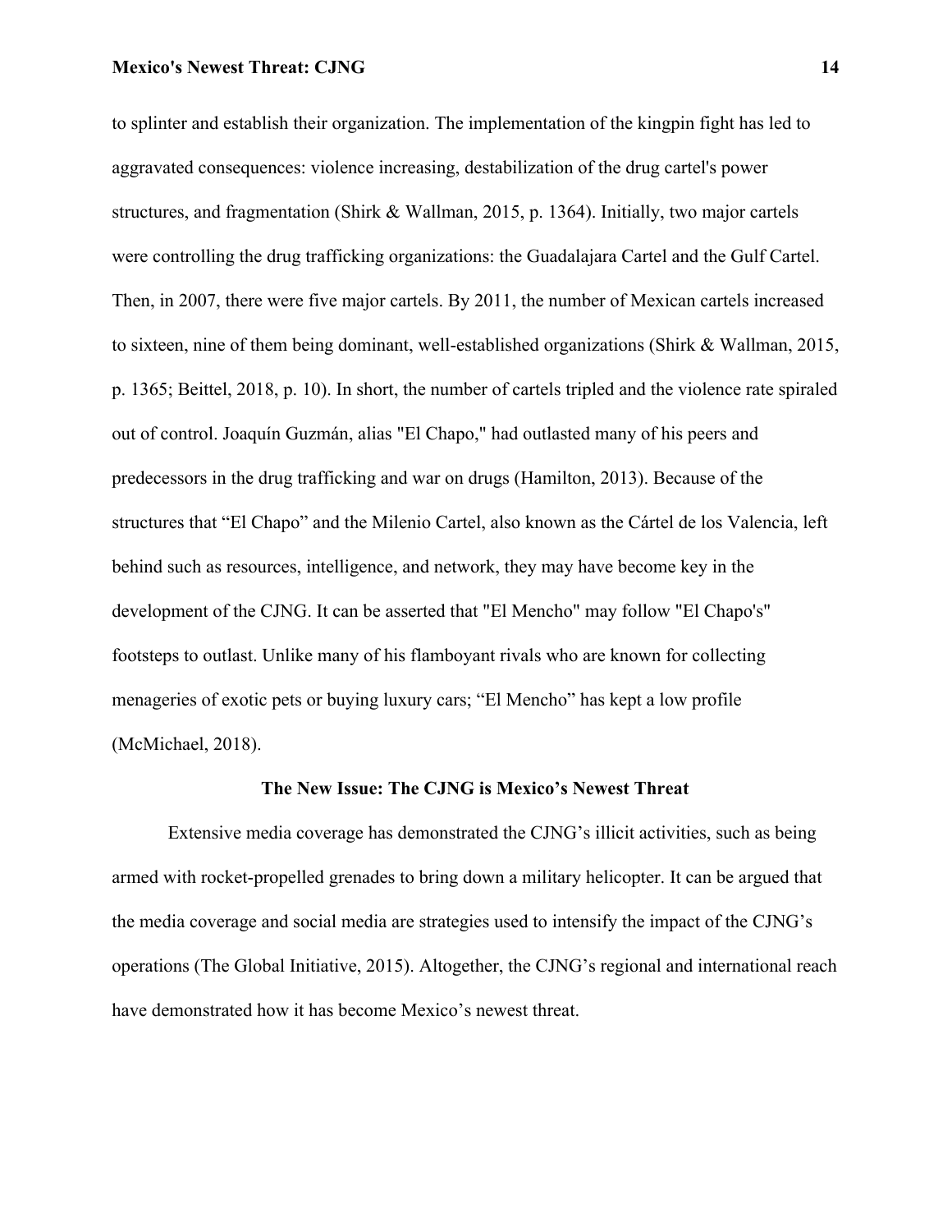to splinter and establish their organization. The implementation of the kingpin fight has led to aggravated consequences: violence increasing, destabilization of the drug cartel's power structures, and fragmentation (Shirk & Wallman, 2015, p. 1364). Initially, two major cartels were controlling the drug trafficking organizations: the Guadalajara Cartel and the Gulf Cartel. Then, in 2007, there were five major cartels. By 2011, the number of Mexican cartels increased to sixteen, nine of them being dominant, well-established organizations (Shirk & Wallman, 2015, p. 1365; Beittel, 2018, p. 10). In short, the number of cartels tripled and the violence rate spiraled out of control. Joaquín Guzmán, alias "El Chapo," had outlasted many of his peers and predecessors in the drug trafficking and war on drugs (Hamilton, 2013). Because of the structures that "El Chapo" and the Milenio Cartel, also known as the Cártel de los Valencia, left behind such as resources, intelligence, and network, they may have become key in the development of the CJNG. It can be asserted that "El Mencho" may follow "El Chapo's" footsteps to outlast. Unlike many of his flamboyant rivals who are known for collecting menageries of exotic pets or buying luxury cars; "El Mencho" has kept a low profile (McMichael, 2018).

## The New Issue: The CJNG is Mexico's Newest Threat

Extensive media coverage has demonstrated the CJNG's illicit activities, such as being armed with rocket-propelled grenades to bring down a military helicopter. It can be argued that the media coverage and social media are strategies used to intensify the impact of the CJNG's operations (The Global Initiative, 2015). Altogether, the CJNG's regional and international reach have demonstrated how it has become Mexico's newest threat.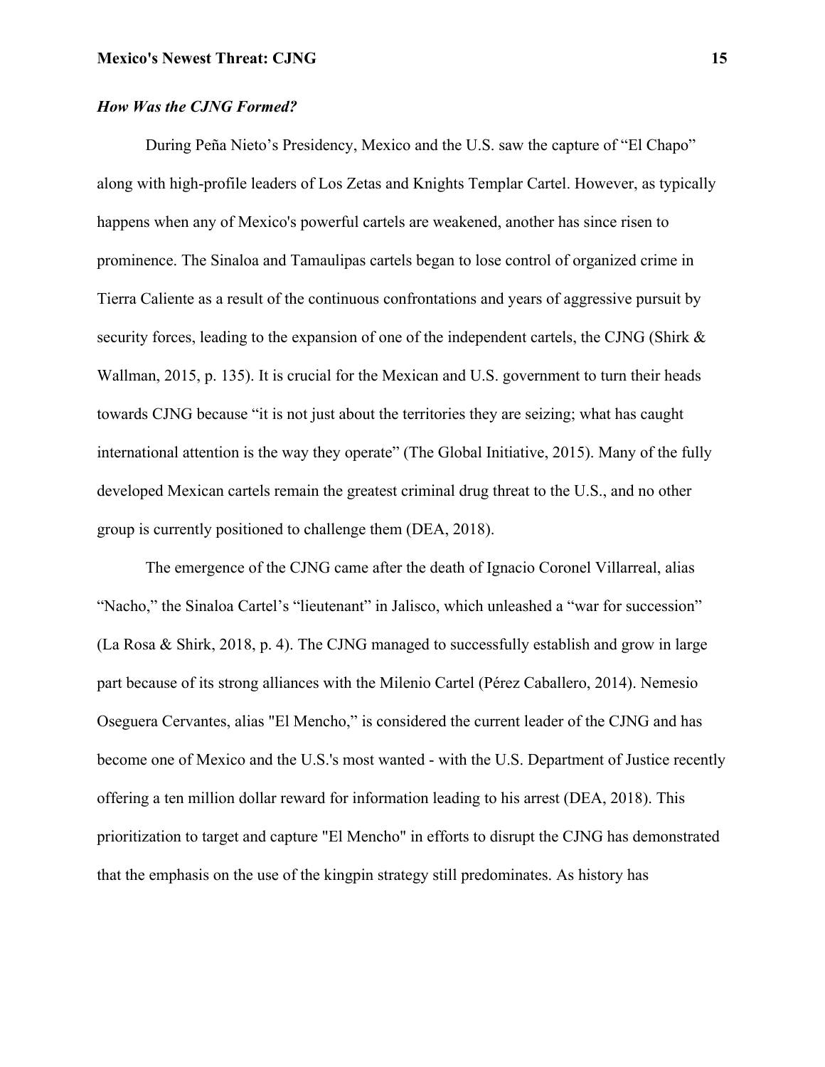### *How Was the CJNG Formed?*

During Peña Nieto's Presidency, Mexico and the U.S. saw the capture of "El Chapo" along with high-profile leaders of Los Zetas and Knights Templar Cartel. However, as typically happens when any of Mexico's powerful cartels are weakened, another has since risen to prominence. The Sinaloa and Tamaulipas cartels began to lose control of organized crime in Tierra Caliente as a result of the continuous confrontations and years of aggressive pursuit by security forces, leading to the expansion of one of the independent cartels, the CJNG (Shirk & Wallman, 2015, p. 135). It is crucial for the Mexican and U.S. government to turn their heads towards CJNG because "it is not just about the territories they are seizing; what has caught international attention is the way they operate" (The Global Initiative, 2015). Many of the fully developed Mexican cartels remain the greatest criminal drug threat to the U.S., and no other group is currently positioned to challenge them (DEA, 2018).

The emergence of the CJNG came after the death of Ignacio Coronel Villarreal, alias "Nacho," the Sinaloa Cartel's "lieutenant" in Jalisco, which unleashed a "war for succession" (La Rosa & Shirk, 2018, p. 4). The CJNG managed to successfully establish and grow in large part because of its strong alliances with the Milenio Cartel (Pérez Caballero, 2014). Nemesio Oseguera Cervantes, alias "El Mencho," is considered the current leader of the CJNG and has become one of Mexico and the U.S.'s most wanted - with the U.S. Department of Justice recently offering a ten million dollar reward for information leading to his arrest (DEA, 2018). This prioritization to target and capture "El Mencho" in efforts to disrupt the CJNG has demonstrated that the emphasis on the use of the kingpin strategy still predominates. As history has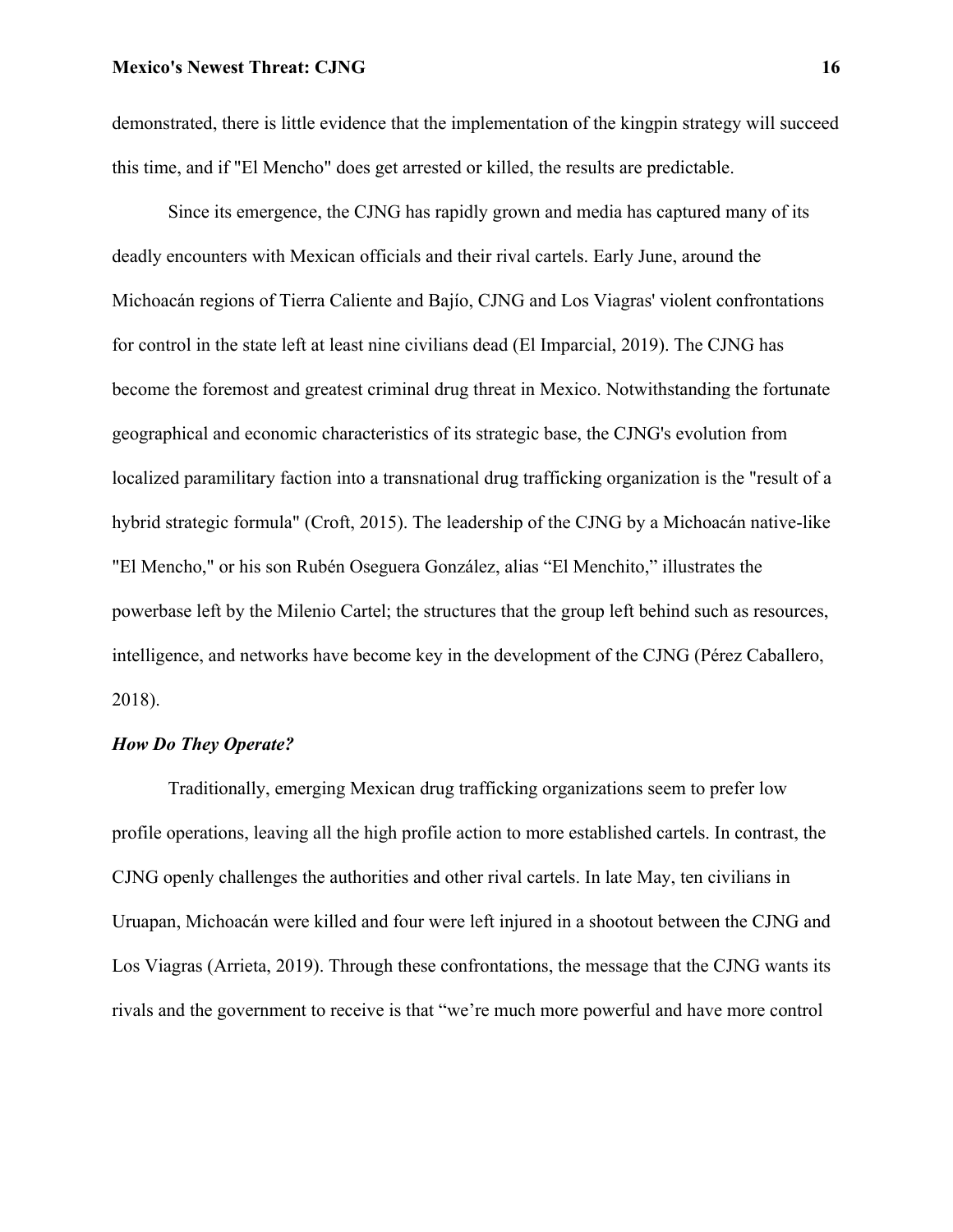demonstrated, there is little evidence that the implementation of the kingpin strategy will succeed this time, and if "El Mencho" does get arrested or killed, the results are predictable.

Since its emergence, the CJNG has rapidly grown and media has captured many of its deadly encounters with Mexican officials and their rival cartels. Early June, around the Michoacán regions of Tierra Caliente and Bajío, CJNG and Los Viagras' violent confrontations for control in the state left at least nine civilians dead (El Imparcial, 2019). The CJNG has become the foremost and greatest criminal drug threat in Mexico. Notwithstanding the fortunate geographical and economic characteristics of its strategic base, the CJNG's evolution from localized paramilitary faction into a transnational drug trafficking organization is the "result of a hybrid strategic formula" (Croft, 2015). The leadership of the CJNG by a Michoacán native-like "El Mencho," or his son Rubén Oseguera González, alias "El Menchito," illustrates the powerbase left by the Milenio Cartel; the structures that the group left behind such as resources, intelligence, and networks have become key in the development of the CJNG (Pérez Caballero, 2018).

***How Do They Operate?***

Traditionally, emerging Mexican drug trafficking organizations seem to prefer low profile operations, leaving all the high profile action to more established cartels. In contrast, the CJNG openly challenges the authorities and other rival cartels. In late May, ten civilians in Uruapan, Michoacán were killed and four were left injured in a shootout between the CJNG and Los Viagras (Arrieta, 2019). Through these confrontations, the message that the CJNG wants its rivals and the government to receive is that "we're much more powerful and have more control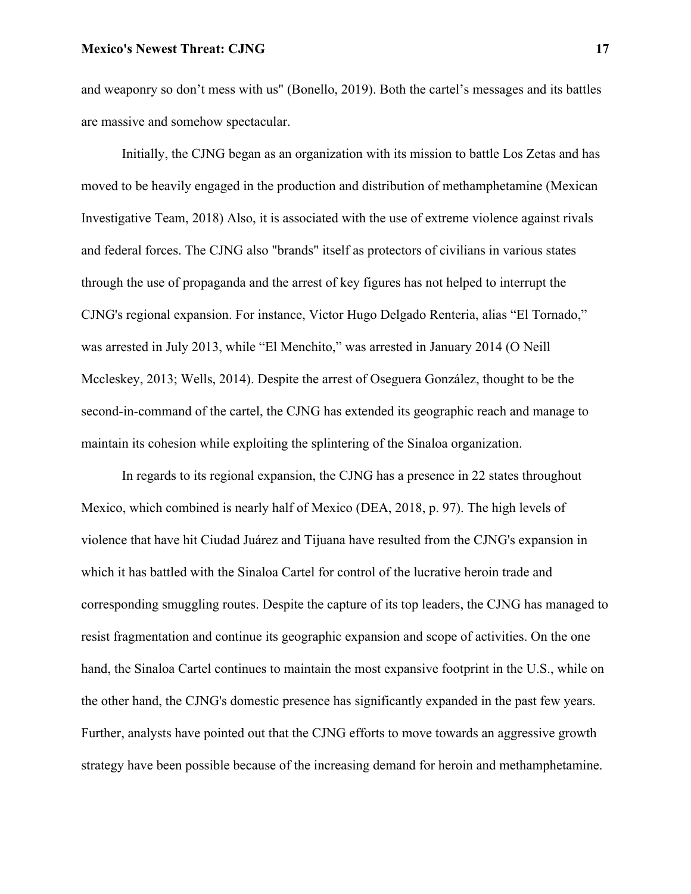and weaponry so don't mess with us" (Bonello, 2019). Both the cartel's messages and its battles are massive and somehow spectacular.

Initially, the CJNG began as an organization with its mission to battle Los Zetas and has moved to be heavily engaged in the production and distribution of methamphetamine (Mexican Investigative Team, 2018) Also, it is associated with the use of extreme violence against rivals and federal forces. The CJNG also "brands" itself as protectors of civilians in various states through the use of propaganda and the arrest of key figures has not helped to interrupt the CJNG's regional expansion. For instance, Victor Hugo Delgado Renteria, alias "El Tornado," was arrested in July 2013, while "El Menchito," was arrested in January 2014 (O Neill Mccleskey, 2013; Wells, 2014). Despite the arrest of Oseguera González, thought to be the second-in-command of the cartel, the CJNG has extended its geographic reach and manage to maintain its cohesion while exploiting the splintering of the Sinaloa organization.

In regards to its regional expansion, the CJNG has a presence in 22 states throughout Mexico, which combined is nearly half of Mexico (DEA, 2018, p. 97). The high levels of violence that have hit Ciudad Juárez and Tijuana have resulted from the CJNG's expansion in which it has battled with the Sinaloa Cartel for control of the lucrative heroin trade and corresponding smuggling routes. Despite the capture of its top leaders, the CJNG has managed to resist fragmentation and continue its geographic expansion and scope of activities. On the one hand, the Sinaloa Cartel continues to maintain the most expansive footprint in the U.S., while on the other hand, the CJNG's domestic presence has significantly expanded in the past few years. Further, analysts have pointed out that the CJNG efforts to move towards an aggressive growth strategy have been possible because of the increasing demand for heroin and methamphetamine.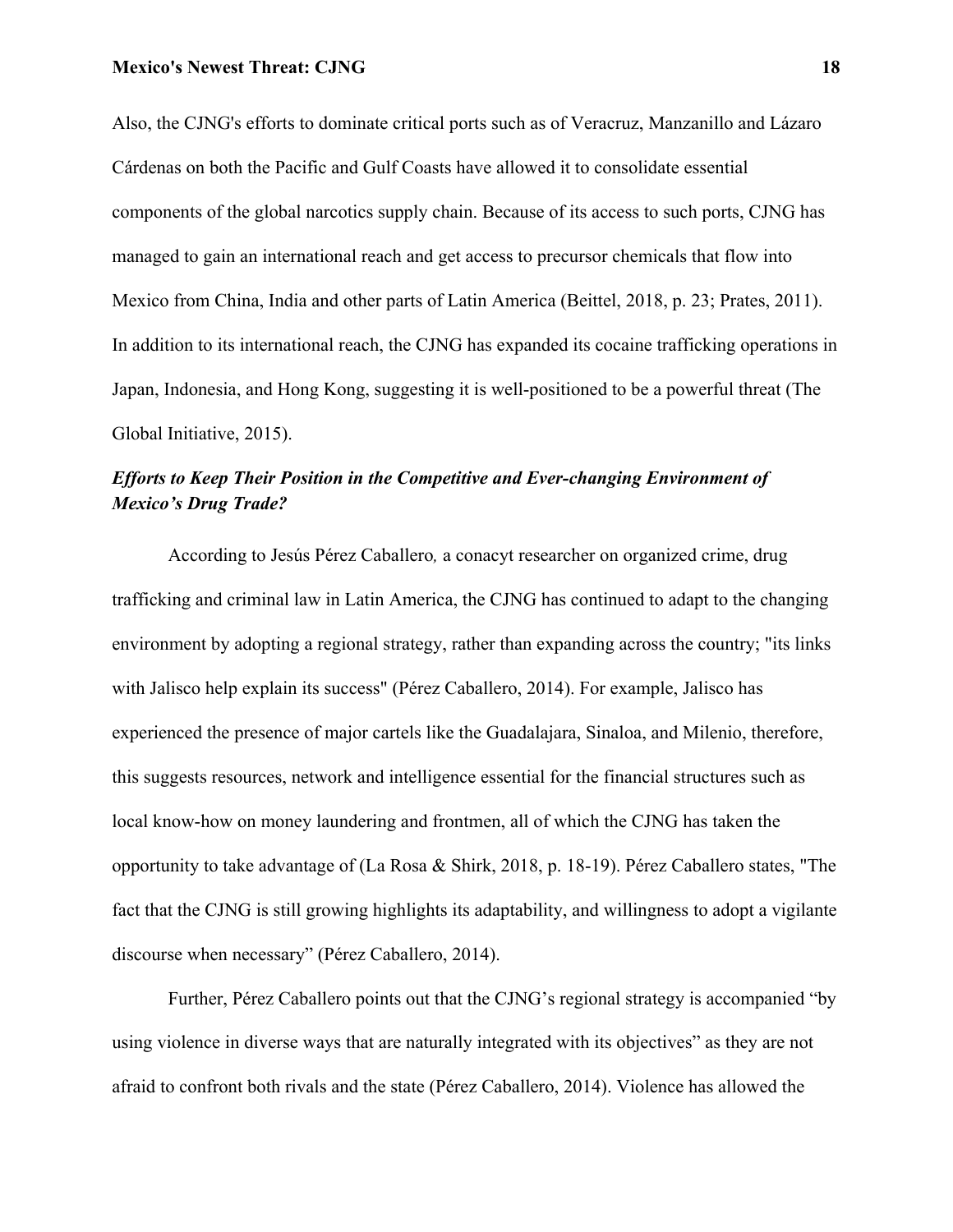Also, the CJNG's efforts to dominate critical ports such as of Veracruz, Manzanillo and Lázaro Cárdenas on both the Pacific and Gulf Coasts have allowed it to consolidate essential components of the global narcotics supply chain. Because of its access to such ports, CJNG has managed to gain an international reach and get access to precursor chemicals that flow into Mexico from China, India and other parts of Latin America (Beittel, 2018, p. 23; Prates, 2011). In addition to its international reach, the CJNG has expanded its cocaine trafficking operations in Japan, Indonesia, and Hong Kong, suggesting it is well-positioned to be a powerful threat (The Global Initiative, 2015).

### *Efforts to Keep Their Position in the Competitive and Ever-changing Environment of Mexico's Drug Trade?*

According to Jesús Pérez Caballero*,* a conacyt researcher on organized crime, drug trafficking and criminal law in Latin America, the CJNG has continued to adapt to the changing environment by adopting a regional strategy, rather than expanding across the country; "its links with Jalisco help explain its success" (Pérez Caballero, 2014). For example, Jalisco has experienced the presence of major cartels like the Guadalajara, Sinaloa, and Milenio, therefore, this suggests resources, network and intelligence essential for the financial structures such as local know-how on money laundering and frontmen, all of which the CJNG has taken the opportunity to take advantage of (La Rosa & Shirk, 2018, p. 18-19). Pérez Caballero states, "The fact that the CJNG is still growing highlights its adaptability, and willingness to adopt a vigilante discourse when necessary" (Pérez Caballero, 2014).

Further, Pérez Caballero points out that the CJNG's regional strategy is accompanied "by using violence in diverse ways that are naturally integrated with its objectives" as they are not afraid to confront both rivals and the state (Pérez Caballero, 2014). Violence has allowed the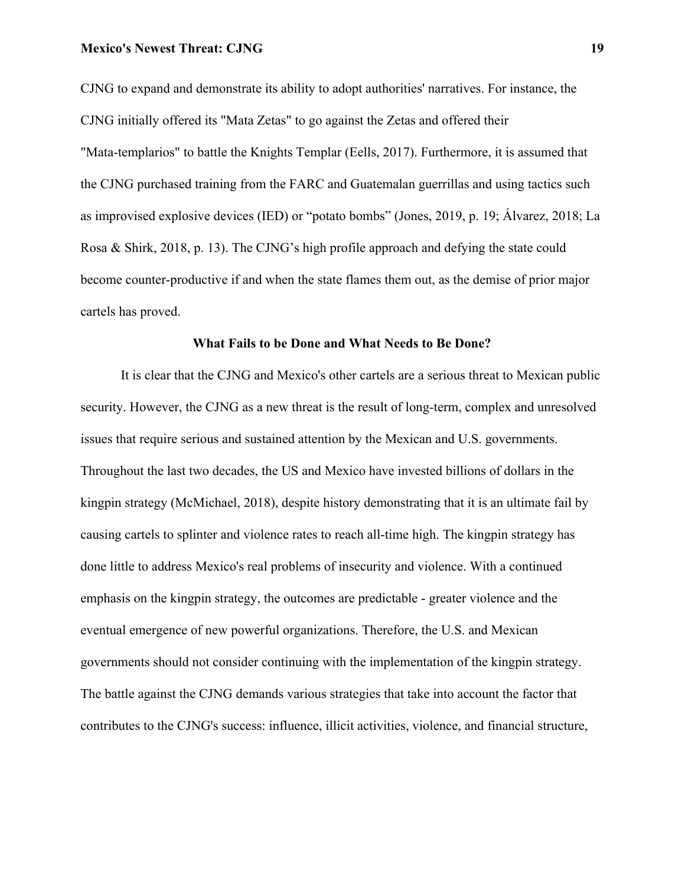CJNG to expand and demonstrate its ability to adopt authorities' narratives. For instance, the CJNG initially offered its "Mata Zetas" to go against the Zetas and offered their "Mata-templarios" to battle the Knights Templar (Eells, 2017). Furthermore, it is assumed that the CJNG purchased training from the FARC and Guatemalan guerrillas and using tactics such as improvised explosive devices (IED) or “potato bombs” (Jones, 2019, p. 19; Álvarez, 2018; La Rosa & Shirk, 2018, p. 13). The CJNG’s high profile approach and defying the state could become counter-productive if and when the state flames them out, as the demise of prior major cartels has proved.

## What Fails to be Done and What Needs to Be Done?

It is clear that the CJNG and Mexico's other cartels are a serious threat to Mexican public security. However, the CJNG as a new threat is the result of long-term, complex and unresolved issues that require serious and sustained attention by the Mexican and U.S. governments. Throughout the last two decades, the US and Mexico have invested billions of dollars in the kingpin strategy (McMichael, 2018), despite history demonstrating that it is an ultimate fail by causing cartels to splinter and violence rates to reach all-time high. The kingpin strategy has done little to address Mexico's real problems of insecurity and violence. With a continued emphasis on the kingpin strategy, the outcomes are predictable - greater violence and the eventual emergence of new powerful organizations. Therefore, the U.S. and Mexican governments should not consider continuing with the implementation of the kingpin strategy. The battle against the CJNG demands various strategies that take into account the factor that contributes to the CJNG's success: influence, illicit activities, violence, and financial structure,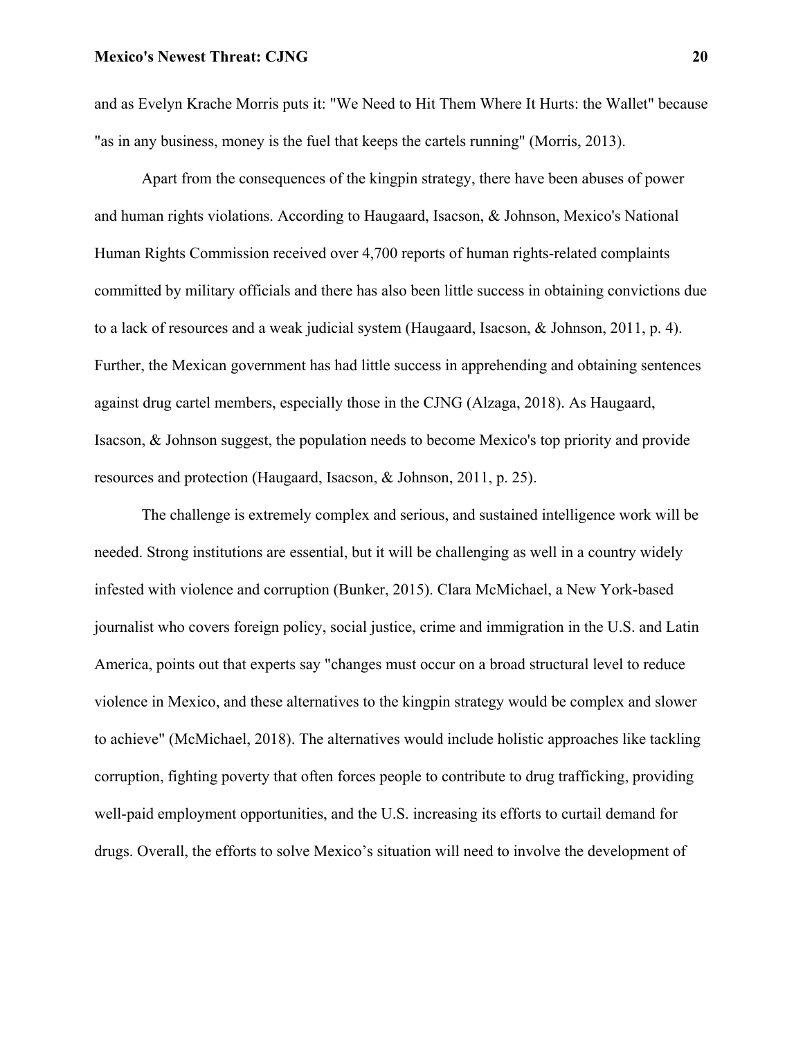and as Evelyn Krache Morris puts it: "We Need to Hit Them Where It Hurts: the Wallet" because "as in any business, money is the fuel that keeps the cartels running" (Morris, 2013).

Apart from the consequences of the kingpin strategy, there have been abuses of power and human rights violations. According to Haugaard, Isacson, & Johnson, Mexico's National Human Rights Commission received over 4,700 reports of human rights-related complaints committed by military officials and there has also been little success in obtaining convictions due to a lack of resources and a weak judicial system (Haugaard, Isacson, & Johnson, 2011, p. 4). Further, the Mexican government has had little success in apprehending and obtaining sentences against drug cartel members, especially those in the CJNG (Alzaga, 2018). As Haugaard, Isacson, & Johnson suggest, the population needs to become Mexico's top priority and provide resources and protection (Haugaard, Isacson, & Johnson, 2011, p. 25).

The challenge is extremely complex and serious, and sustained intelligence work will be needed. Strong institutions are essential, but it will be challenging as well in a country widely infested with violence and corruption (Bunker, 2015). Clara McMichael, a New York-based journalist who covers foreign policy, social justice, crime and immigration in the U.S. and Latin America, points out that experts say "changes must occur on a broad structural level to reduce violence in Mexico, and these alternatives to the kingpin strategy would be complex and slower to achieve" (McMichael, 2018). The alternatives would include holistic approaches like tackling corruption, fighting poverty that often forces people to contribute to drug trafficking, providing well-paid employment opportunities, and the U.S. increasing its efforts to curtail demand for drugs. Overall, the efforts to solve Mexico's situation will need to involve the development of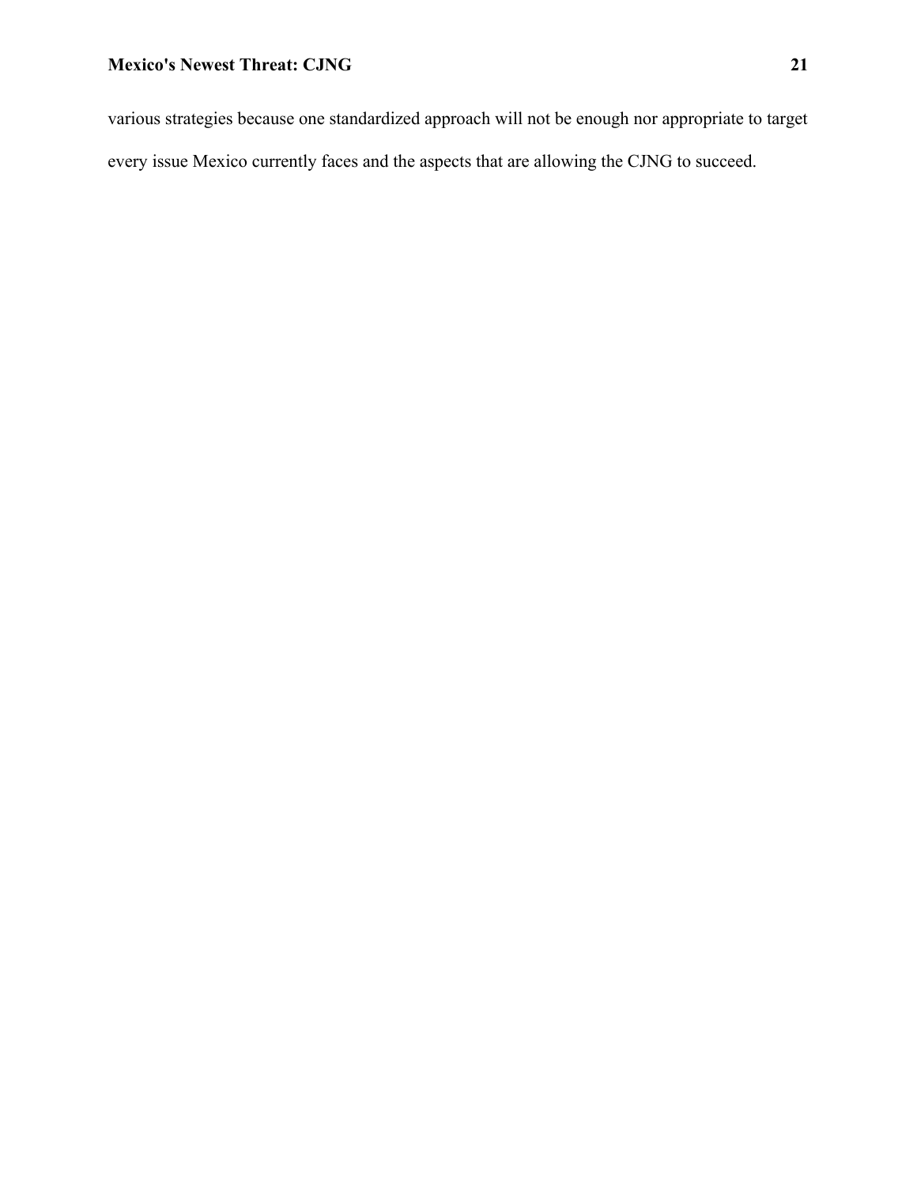various strategies because one standardized approach will not be enough nor appropriate to target every issue Mexico currently faces and the aspects that are allowing the CJNG to succeed.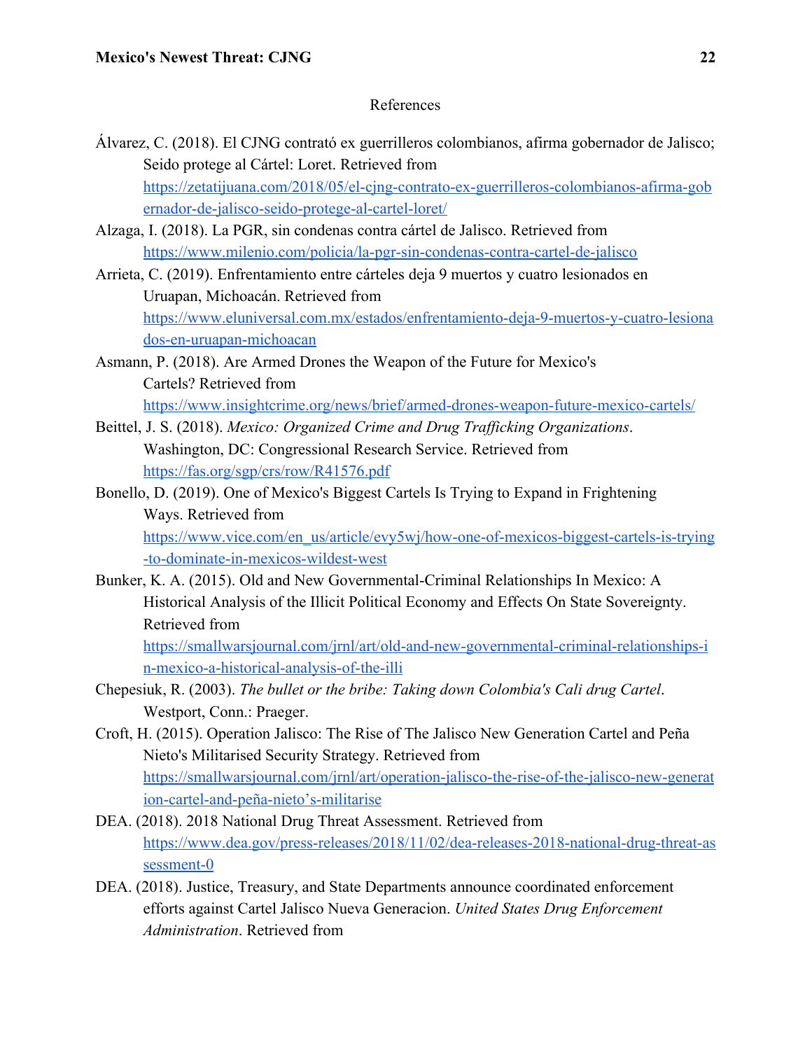# References

Álvarez, C. (2018). El CJNG contrató ex guerrilleros colombianos, afirma gobernador de Jalisco; Seido protege al Cártel: Loret. Retrieved from https://zetatijuana.com/2018/05/el-cjng-contrato-ex-guerrilleros-colombianos-afirma-gobernador-de-jalisco-seido-protege-al-cartel-loret/

Alzaga, I. (2018). La PGR, sin condenas contra cártel de Jalisco. Retrieved from https://www.milenio.com/policia/la-pgr-sin-condenas-contra-cartel-de-jalisco

Arrieta, C. (2019). Enfrentamiento entre cárteles deja 9 muertos y cuatro lesionados en Uruapan, Michoacán. Retrieved from https://www.eluniversal.com.mx/estados/enfrentamiento-deja-9-muertos-y-cuatro-lesionados-en-uruapan-michoacan

Asmann, P. (2018). Are Armed Drones the Weapon of the Future for Mexico's Cartels? Retrieved from https://www.insightcrime.org/news/brief/armed-drones-weapon-future-mexico-cartels/

Beittel, J. S. (2018). *Mexico: Organized Crime and Drug Trafficking Organizations*. Washington, DC: Congressional Research Service. Retrieved from https://fas.org/sgp/crs/row/R41576.pdf

Bonello, D. (2019). One of Mexico's Biggest Cartels Is Trying to Expand in Frightening Ways. Retrieved from https://www.vice.com/en_us/article/evy5wj/how-one-of-mexicos-biggest-cartels-is-trying-to-dominate-in-mexicos-wildest-west

Bunker, K. A. (2015). Old and New Governmental-Criminal Relationships In Mexico: A Historical Analysis of the Illicit Political Economy and Effects On State Sovereignty. Retrieved from https://smallwarsjournal.com/jrnl/art/old-and-new-governmental-criminal-relationships-in-mexico-a-historical-analysis-of-the-illi

Chepesiuk, R. (2003). *The bullet or the bribe: Taking down Colombia's Cali drug Cartel*. Westport, Conn.: Praeger.

Croft, H. (2015). Operation Jalisco: The Rise of The Jalisco New Generation Cartel and Peña Nieto's Militarised Security Strategy. Retrieved from https://smallwarsjournal.com/jrnl/art/operation-jalisco-the-rise-of-the-jalisco-new-generation-cartel-and-peña-nieto's-militarise

DEA. (2018). 2018 National Drug Threat Assessment. Retrieved from https://www.dea.gov/press-releases/2018/11/02/dea-releases-2018-national-drug-threat-assessment-0

DEA. (2018). Justice, Treasury, and State Departments announce coordinated enforcement efforts against Cartel Jalisco Nueva Generacion. *United States Drug Enforcement Administration*. Retrieved from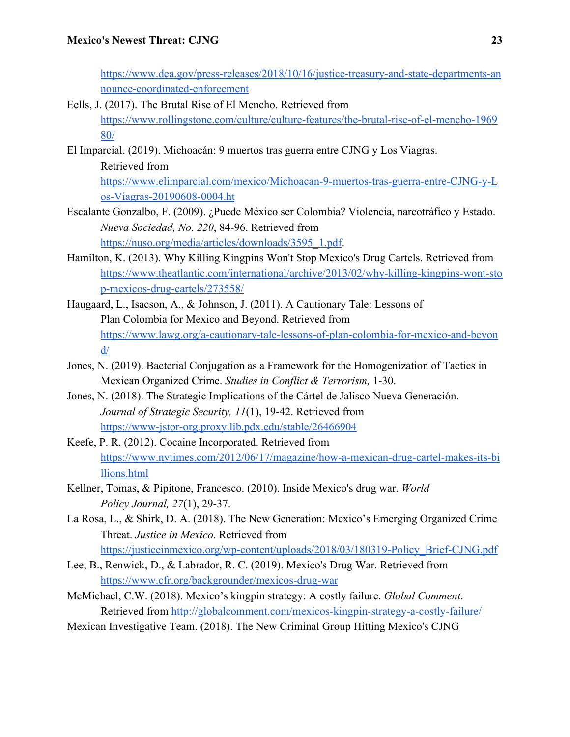https://www.dea.gov/press-releases/2018/10/16/justice-treasury-and-state-departments-announce-coordinated-enforcement

Eells, J. (2017). The Brutal Rise of El Mencho. Retrieved from https://www.rollingstone.com/culture/culture-features/the-brutal-rise-of-el-mencho-196980/

El Imparcial. (2019). Michoacán: 9 muertos tras guerra entre CJNG y Los Viagras. Retrieved from https://www.elimparcial.com/mexico/Michoacan-9-muertos-tras-guerra-entre-CJNG-y-Los-Viagras-20190608-0004.ht

Escalante Gonzalbo, F. (2009). ¿Puede México ser Colombia? Violencia, narcotráfico y Estado. *Nueva Sociedad, No. 220*, 84-96. Retrieved from https://nuso.org/media/articles/downloads/3595_1.pdf.

Hamilton, K. (2013). Why Killing Kingpins Won't Stop Mexico's Drug Cartels. Retrieved from https://www.theatlantic.com/international/archive/2013/02/why-killing-kingpins-wont-stop-mexicos-drug-cartels/273558/

Haugaard, L., Isacson, A., & Johnson, J. (2011). A Cautionary Tale: Lessons of Plan Colombia for Mexico and Beyond. Retrieved from https://www.lawg.org/a-cautionary-tale-lessons-of-plan-colombia-for-mexico-and-beyond/

Jones, N. (2019). Bacterial Conjugation as a Framework for the Homogenization of Tactics in Mexican Organized Crime. *Studies in Conflict & Terrorism,* 1-30.

Jones, N. (2018). The Strategic Implications of the Cártel de Jalisco Nueva Generación. *Journal of Strategic Security, 11*(1), 19-42. Retrieved from https://www-jstor-org.proxy.lib.pdx.edu/stable/26466904

Keefe, P. R. (2012). Cocaine Incorporated. Retrieved from https://www.nytimes.com/2012/06/17/magazine/how-a-mexican-drug-cartel-makes-its-billions.html

Kellner, Tomas, & Pipitone, Francesco. (2010). Inside Mexico's drug war. *World Policy Journal, 27*(1), 29-37.

La Rosa, L., & Shirk, D. A. (2018). The New Generation: Mexico's Emerging Organized Crime Threat. *Justice in Mexico*. Retrieved from https://justiceinmexico.org/wp-content/uploads/2018/03/180319-Policy_Brief-CJNG.pdf

Lee, B., Renwick, D., & Labrador, R. C. (2019). Mexico's Drug War. Retrieved from https://www.cfr.org/backgrounder/mexicos-drug-war

McMichael, C.W. (2018). Mexico's kingpin strategy: A costly failure. *Global Comment*. Retrieved from http://globalcomment.com/mexicos-kingpin-strategy-a-costly-failure/

Mexican Investigative Team. (2018). The New Criminal Group Hitting Mexico's CJNG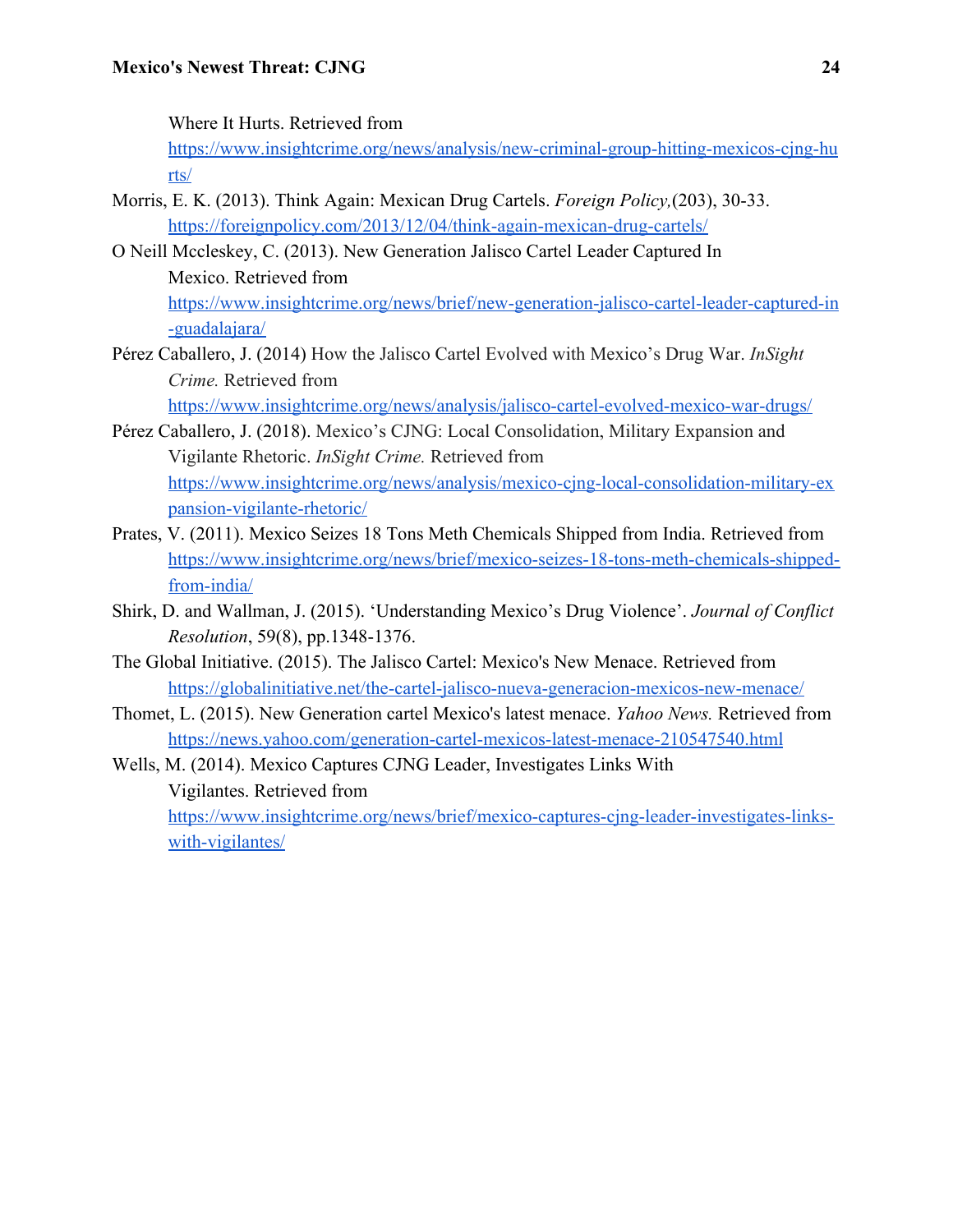Where It Hurts. Retrieved from https://www.insightcrime.org/news/analysis/new-criminal-group-hitting-mexicos-cjng-hurts/

Morris, E. K. (2013). Think Again: Mexican Drug Cartels. *Foreign Policy,*(203), 30-33. https://foreignpolicy.com/2013/12/04/think-again-mexican-drug-cartels/

O Neill Mccleskey, C. (2013). New Generation Jalisco Cartel Leader Captured In Mexico. Retrieved from https://www.insightcrime.org/news/brief/new-generation-jalisco-cartel-leader-captured-in-guadalajara/

Pérez Caballero, J. (2014) How the Jalisco Cartel Evolved with Mexico's Drug War. *InSight Crime.* Retrieved from https://www.insightcrime.org/news/analysis/jalisco-cartel-evolved-mexico-war-drugs/

Pérez Caballero, J. (2018). Mexico's CJNG: Local Consolidation, Military Expansion and Vigilante Rhetoric. *InSight Crime.* Retrieved from https://www.insightcrime.org/news/analysis/mexico-cjng-local-consolidation-military-expansion-vigilante-rhetoric/

Prates, V. (2011). Mexico Seizes 18 Tons Meth Chemicals Shipped from India. Retrieved from https://www.insightcrime.org/news/brief/mexico-seizes-18-tons-meth-chemicals-shipped-from-india/

Shirk, D. and Wallman, J. (2015). 'Understanding Mexico's Drug Violence'. *Journal of Conflict Resolution*, 59(8), pp.1348-1376.

The Global Initiative. (2015). The Jalisco Cartel: Mexico's New Menace. Retrieved from https://globalinitiative.net/the-cartel-jalisco-nueva-generacion-mexicos-new-menace/

Thomet, L. (2015). New Generation cartel Mexico's latest menace. *Yahoo News.* Retrieved from https://news.yahoo.com/generation-cartel-mexicos-latest-menace-210547540.html

Wells, M. (2014). Mexico Captures CJNG Leader, Investigates Links With Vigilantes. Retrieved from https://www.insightcrime.org/news/brief/mexico-captures-cjng-leader-investigates-links-with-vigilantes/